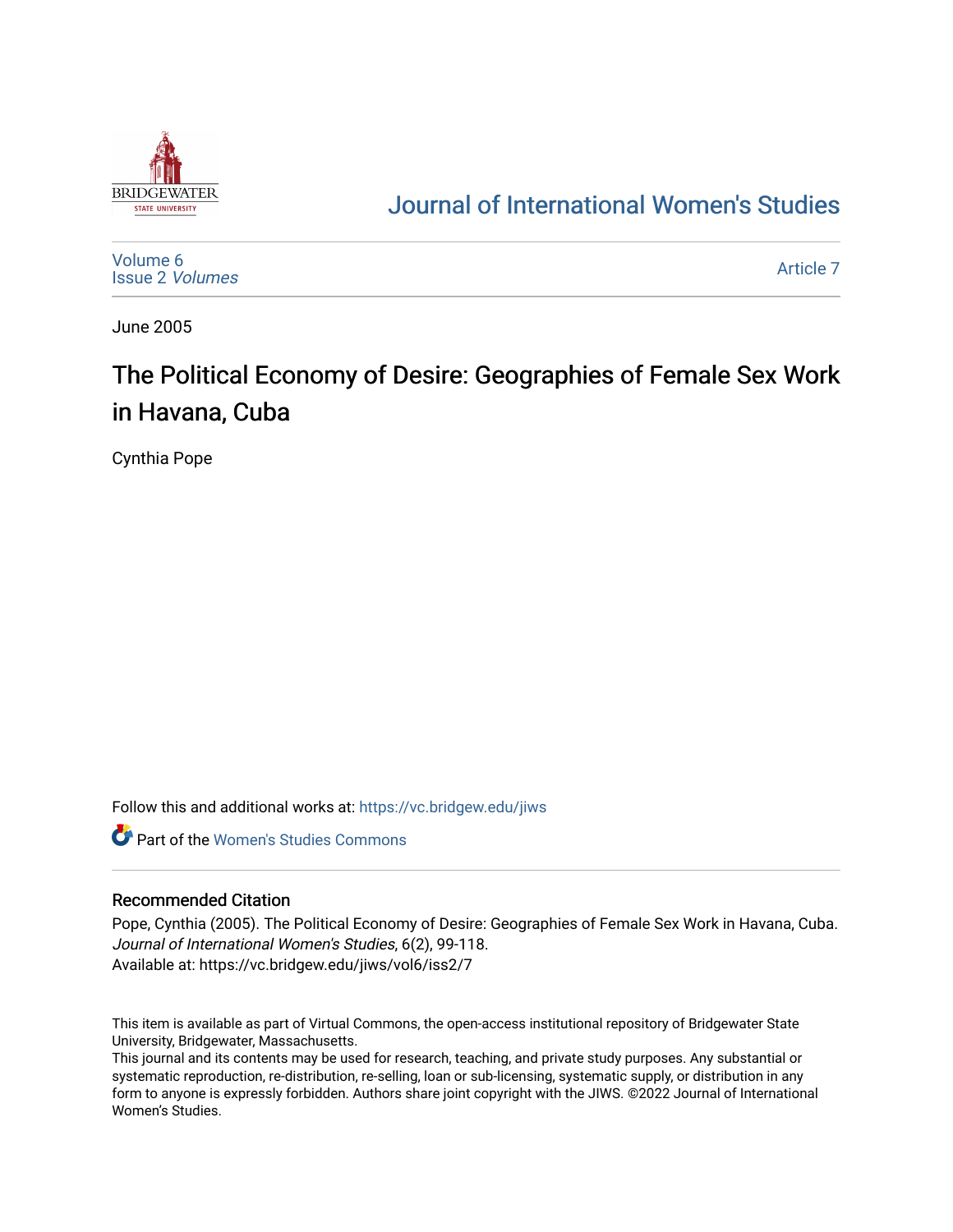Journal of International Women's Studies

Volume 6
Issue 2 *Volumes*

Article 7

June 2005

# The Political Economy of Desire: Geographies of Female Sex Work in Havana, Cuba

Cynthia Pope

Follow this and additional works at: https://vc.bridgew.edu/jiws

Part of the Women's Studies Commons

## Recommended Citation

Pope, Cynthia (2005). The Political Economy of Desire: Geographies of Female Sex Work in Havana, Cuba. *Journal of International Women's Studies*, 6(2), 99-118.
Available at: https://vc.bridgew.edu/jiws/vol6/iss2/7

This item is available as part of Virtual Commons, the open-access institutional repository of Bridgewater State University, Bridgewater, Massachusetts.
This journal and its contents may be used for research, teaching, and private study purposes. Any substantial or systematic reproduction, re-distribution, re-selling, loan or sub-licensing, systematic supply, or distribution in any form to anyone is expressly forbidden. Authors share joint copyright with the JIWS. ©2022 Journal of International Women's Studies.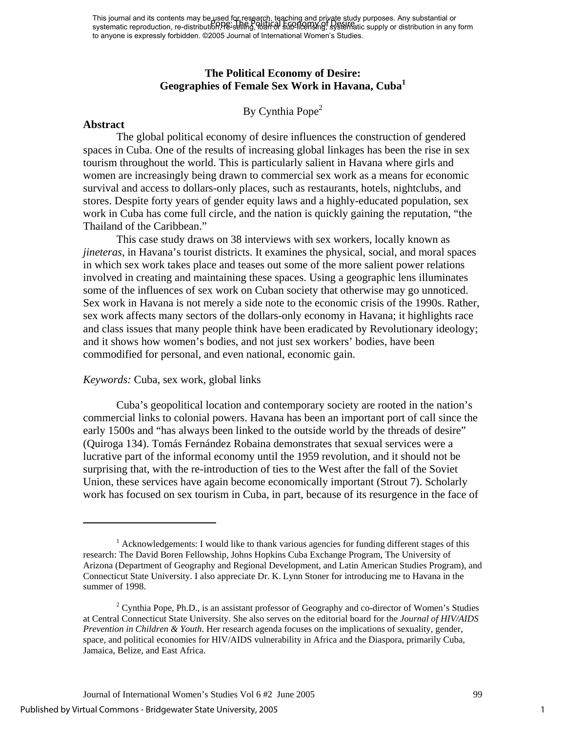This journal and its contents may be used for research, teaching and private study purposes. Any substantial or systematic reproduction, re-distribution, re-selling, loan or sub-licensing, systematic supply or distribution in any form to anyone is expressly forbidden. ©2005 Journal of International Women's Studies.

# The Political Economy of Desire: Geographies of Female Sex Work in Havana, Cuba[1]

By Cynthia Pope[2]

## Abstract

The global political economy of desire influences the construction of gendered spaces in Cuba. One of the results of increasing global linkages has been the rise in sex tourism throughout the world. This is particularly salient in Havana where girls and women are increasingly being drawn to commercial sex work as a means for economic survival and access to dollars-only places, such as restaurants, hotels, nightclubs, and stores. Despite forty years of gender equity laws and a highly-educated population, sex work in Cuba has come full circle, and the nation is quickly gaining the reputation, "the Thailand of the Caribbean."

This case study draws on 38 interviews with sex workers, locally known as *jineteras*, in Havana's tourist districts. It examines the physical, social, and moral spaces in which sex work takes place and teases out some of the more salient power relations involved in creating and maintaining these spaces. Using a geographic lens illuminates some of the influences of sex work on Cuban society that otherwise may go unnoticed. Sex work in Havana is not merely a side note to the economic crisis of the 1990s. Rather, sex work affects many sectors of the dollars-only economy in Havana; it highlights race and class issues that many people think have been eradicated by Revolutionary ideology; and it shows how women's bodies, and not just sex workers' bodies, have been commodified for personal, and even national, economic gain.

*Keywords:* Cuba, sex work, global links

Cuba's geopolitical location and contemporary society are rooted in the nation's commercial links to colonial powers. Havana has been an important port of call since the early 1500s and "has always been linked to the outside world by the threads of desire" (Quiroga 134). Tomás Fernández Robaina demonstrates that sexual services were a lucrative part of the informal economy until the 1959 revolution, and it should not be surprising that, with the re-introduction of ties to the West after the fall of the Soviet Union, these services have again become economically important (Strout 7). Scholarly work has focused on sex tourism in Cuba, in part, because of its resurgence in the face of

---

[1] Acknowledgements: I would like to thank various agencies for funding different stages of this research: The David Boren Fellowship, Johns Hopkins Cuba Exchange Program, The University of Arizona (Department of Geography and Regional Development, and Latin American Studies Program), and Connecticut State University. I also appreciate Dr. K. Lynn Stoner for introducing me to Havana in the summer of 1998.

[2] Cynthia Pope, Ph.D., is an assistant professor of Geography and co-director of Women's Studies at Central Connecticut State University. She also serves on the editorial board for the *Journal of HIV/AIDS Prevention in Children & Youth*. Her research agenda focuses on the implications of sexuality, gender, space, and political economies for HIV/AIDS vulnerability in Africa and the Diaspora, primarily Cuba, Jamaica, Belize, and East Africa.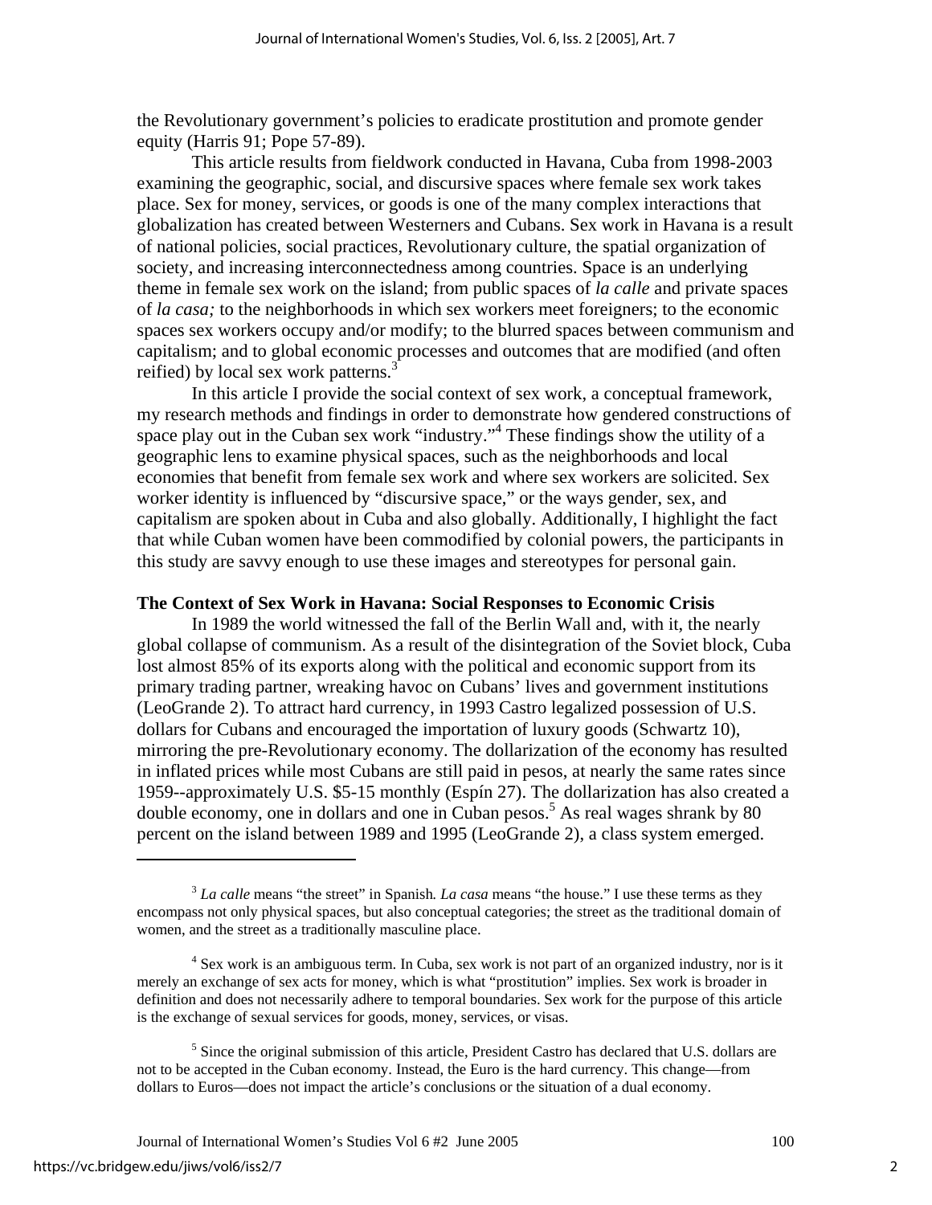the Revolutionary government's policies to eradicate prostitution and promote gender equity (Harris 91; Pope 57-89).

This article results from fieldwork conducted in Havana, Cuba from 1998-2003 examining the geographic, social, and discursive spaces where female sex work takes place. Sex for money, services, or goods is one of the many complex interactions that globalization has created between Westerners and Cubans. Sex work in Havana is a result of national policies, social practices, Revolutionary culture, the spatial organization of society, and increasing interconnectedness among countries. Space is an underlying theme in female sex work on the island; from public spaces of *la calle* and private spaces of *la casa;* to the neighborhoods in which sex workers meet foreigners; to the economic spaces sex workers occupy and/or modify; to the blurred spaces between communism and capitalism; and to global economic processes and outcomes that are modified (and often reified) by local sex work patterns.[3]

In this article I provide the social context of sex work, a conceptual framework, my research methods and findings in order to demonstrate how gendered constructions of space play out in the Cuban sex work "industry."[4] These findings show the utility of a geographic lens to examine physical spaces, such as the neighborhoods and local economies that benefit from female sex work and where sex workers are solicited. Sex worker identity is influenced by "discursive space," or the ways gender, sex, and capitalism are spoken about in Cuba and also globally. Additionally, I highlight the fact that while Cuban women have been commodified by colonial powers, the participants in this study are savvy enough to use these images and stereotypes for personal gain.

## The Context of Sex Work in Havana: Social Responses to Economic Crisis

In 1989 the world witnessed the fall of the Berlin Wall and, with it, the nearly global collapse of communism. As a result of the disintegration of the Soviet block, Cuba lost almost 85% of its exports along with the political and economic support from its primary trading partner, wreaking havoc on Cubans' lives and government institutions (LeoGrande 2). To attract hard currency, in 1993 Castro legalized possession of U.S. dollars for Cubans and encouraged the importation of luxury goods (Schwartz 10), mirroring the pre-Revolutionary economy. The dollarization of the economy has resulted in inflated prices while most Cubans are still paid in pesos, at nearly the same rates since 1959--approximately U.S. $5-15 monthly (Espín 27). The dollarization has also created a double economy, one in dollars and one in Cuban pesos.[5] As real wages shrank by 80 percent on the island between 1989 and 1995 (LeoGrande 2), a class system emerged.

---

[3] *La calle* means "the street" in Spanish*. La casa* means "the house." I use these terms as they encompass not only physical spaces, but also conceptual categories; the street as the traditional domain of women, and the street as a traditionally masculine place.

[4] Sex work is an ambiguous term. In Cuba, sex work is not part of an organized industry, nor is it merely an exchange of sex acts for money, which is what "prostitution" implies. Sex work is broader in definition and does not necessarily adhere to temporal boundaries. Sex work for the purpose of this article is the exchange of sexual services for goods, money, services, or visas.

[5] Since the original submission of this article, President Castro has declared that U.S. dollars are not to be accepted in the Cuban economy. Instead, the Euro is the hard currency. This change—from dollars to Euros—does not impact the article's conclusions or the situation of a dual economy.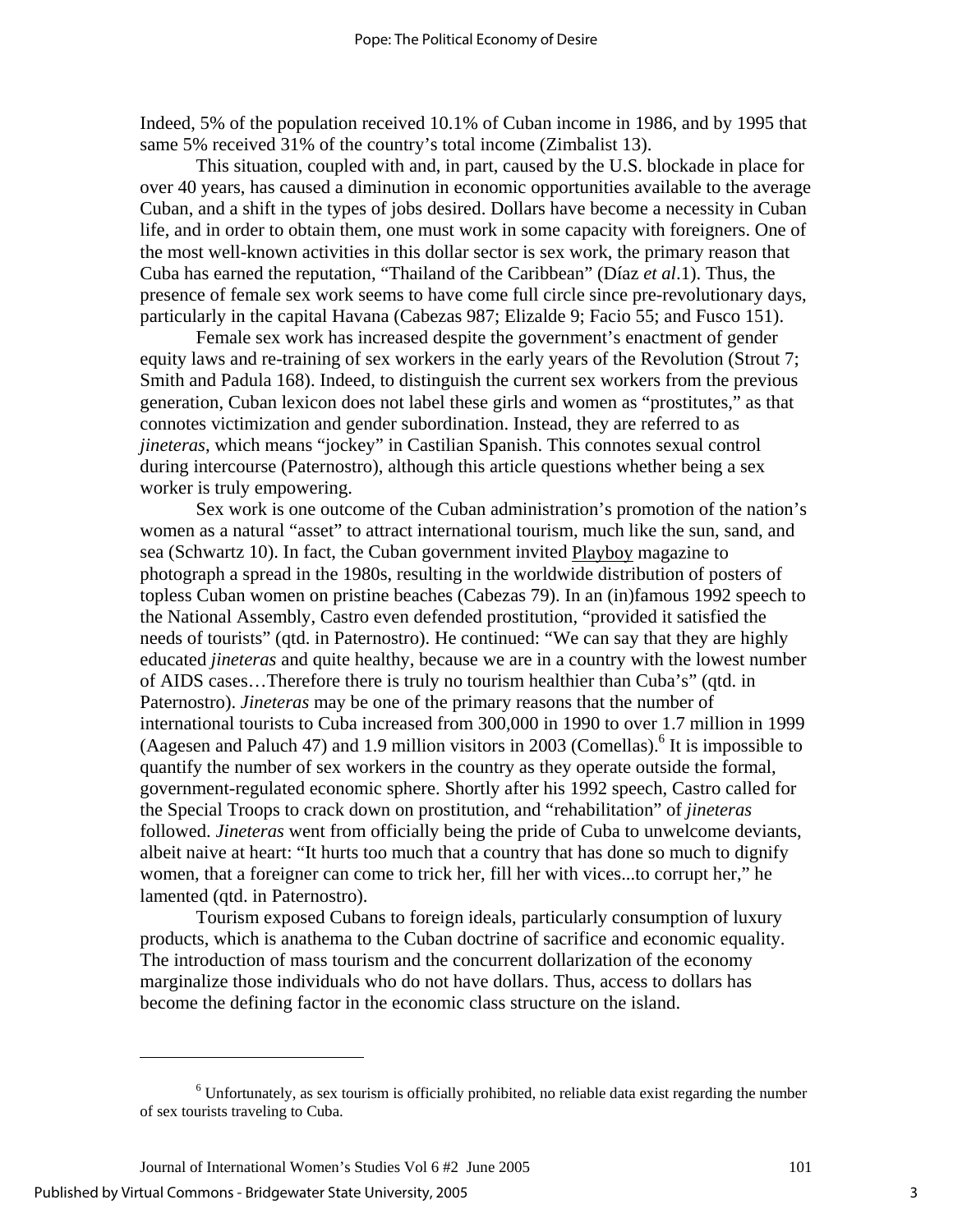Indeed, 5% of the population received 10.1% of Cuban income in 1986, and by 1995 that same 5% received 31% of the country's total income (Zimbalist 13).

This situation, coupled with and, in part, caused by the U.S. blockade in place for over 40 years, has caused a diminution in economic opportunities available to the average Cuban, and a shift in the types of jobs desired. Dollars have become a necessity in Cuban life, and in order to obtain them, one must work in some capacity with foreigners. One of the most well-known activities in this dollar sector is sex work, the primary reason that Cuba has earned the reputation, "Thailand of the Caribbean" (Díaz *et al*.1). Thus, the presence of female sex work seems to have come full circle since pre-revolutionary days, particularly in the capital Havana (Cabezas 987; Elizalde 9; Facio 55; and Fusco 151).

Female sex work has increased despite the government's enactment of gender equity laws and re-training of sex workers in the early years of the Revolution (Strout 7; Smith and Padula 168). Indeed, to distinguish the current sex workers from the previous generation, Cuban lexicon does not label these girls and women as "prostitutes," as that connotes victimization and gender subordination. Instead, they are referred to as *jineteras*, which means "jockey" in Castilian Spanish. This connotes sexual control during intercourse (Paternostro), although this article questions whether being a sex worker is truly empowering.

Sex work is one outcome of the Cuban administration's promotion of the nation's women as a natural "asset" to attract international tourism, much like the sun, sand, and sea (Schwartz 10). In fact, the Cuban government invited Playboy magazine to photograph a spread in the 1980s, resulting in the worldwide distribution of posters of topless Cuban women on pristine beaches (Cabezas 79). In an (in)famous 1992 speech to the National Assembly, Castro even defended prostitution, "provided it satisfied the needs of tourists" (qtd. in Paternostro). He continued: "We can say that they are highly educated *jineteras* and quite healthy, because we are in a country with the lowest number of AIDS cases…Therefore there is truly no tourism healthier than Cuba's" (qtd. in Paternostro). *Jineteras* may be one of the primary reasons that the number of international tourists to Cuba increased from 300,000 in 1990 to over 1.7 million in 1999 (Aagesen and Paluch 47) and 1.9 million visitors in 2003 (Comellas).[6] It is impossible to quantify the number of sex workers in the country as they operate outside the formal, government-regulated economic sphere. Shortly after his 1992 speech, Castro called for the Special Troops to crack down on prostitution, and "rehabilitation" of *jineteras* followed. *Jineteras* went from officially being the pride of Cuba to unwelcome deviants, albeit naive at heart: "It hurts too much that a country that has done so much to dignify women, that a foreigner can come to trick her, fill her with vices...to corrupt her," he lamented (qtd. in Paternostro).

Tourism exposed Cubans to foreign ideals, particularly consumption of luxury products, which is anathema to the Cuban doctrine of sacrifice and economic equality. The introduction of mass tourism and the concurrent dollarization of the economy marginalize those individuals who do not have dollars. Thus, access to dollars has become the defining factor in the economic class structure on the island.

---

[6] Unfortunately, as sex tourism is officially prohibited, no reliable data exist regarding the number of sex tourists traveling to Cuba.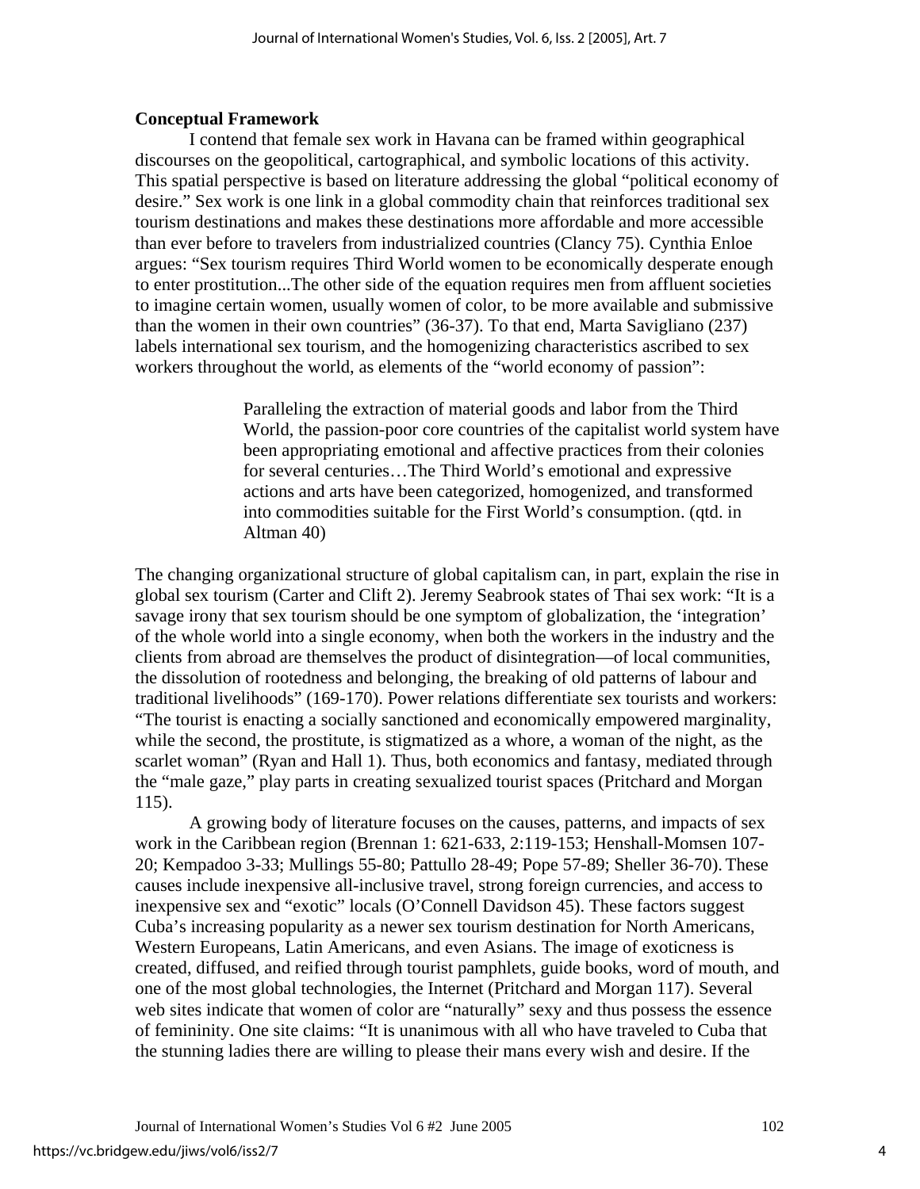**Conceptual Framework**

I contend that female sex work in Havana can be framed within geographical discourses on the geopolitical, cartographical, and symbolic locations of this activity. This spatial perspective is based on literature addressing the global "political economy of desire." Sex work is one link in a global commodity chain that reinforces traditional sex tourism destinations and makes these destinations more affordable and more accessible than ever before to travelers from industrialized countries (Clancy 75). Cynthia Enloe argues: "Sex tourism requires Third World women to be economically desperate enough to enter prostitution...The other side of the equation requires men from affluent societies to imagine certain women, usually women of color, to be more available and submissive than the women in their own countries" (36-37). To that end, Marta Savigliano (237) labels international sex tourism, and the homogenizing characteristics ascribed to sex workers throughout the world, as elements of the "world economy of passion":

> Paralleling the extraction of material goods and labor from the Third World, the passion-poor core countries of the capitalist world system have been appropriating emotional and affective practices from their colonies for several centuries…The Third World's emotional and expressive actions and arts have been categorized, homogenized, and transformed into commodities suitable for the First World's consumption. (qtd. in Altman 40)

The changing organizational structure of global capitalism can, in part, explain the rise in global sex tourism (Carter and Clift 2). Jeremy Seabrook states of Thai sex work: "It is a savage irony that sex tourism should be one symptom of globalization, the 'integration' of the whole world into a single economy, when both the workers in the industry and the clients from abroad are themselves the product of disintegration—of local communities, the dissolution of rootedness and belonging, the breaking of old patterns of labour and traditional livelihoods" (169-170). Power relations differentiate sex tourists and workers: "The tourist is enacting a socially sanctioned and economically empowered marginality, while the second, the prostitute, is stigmatized as a whore, a woman of the night, as the scarlet woman" (Ryan and Hall 1). Thus, both economics and fantasy, mediated through the "male gaze," play parts in creating sexualized tourist spaces (Pritchard and Morgan 115).

A growing body of literature focuses on the causes, patterns, and impacts of sex work in the Caribbean region (Brennan 1: 621-633, 2:119-153; Henshall-Momsen 107-20; Kempadoo 3-33; Mullings 55-80; Pattullo 28-49; Pope 57-89; Sheller 36-70). These causes include inexpensive all-inclusive travel, strong foreign currencies, and access to inexpensive sex and "exotic" locals (O'Connell Davidson 45). These factors suggest Cuba's increasing popularity as a newer sex tourism destination for North Americans, Western Europeans, Latin Americans, and even Asians. The image of exoticness is created, diffused, and reified through tourist pamphlets, guide books, word of mouth, and one of the most global technologies, the Internet (Pritchard and Morgan 117). Several web sites indicate that women of color are "naturally" sexy and thus possess the essence of femininity. One site claims: "It is unanimous with all who have traveled to Cuba that the stunning ladies there are willing to please their mans every wish and desire. If the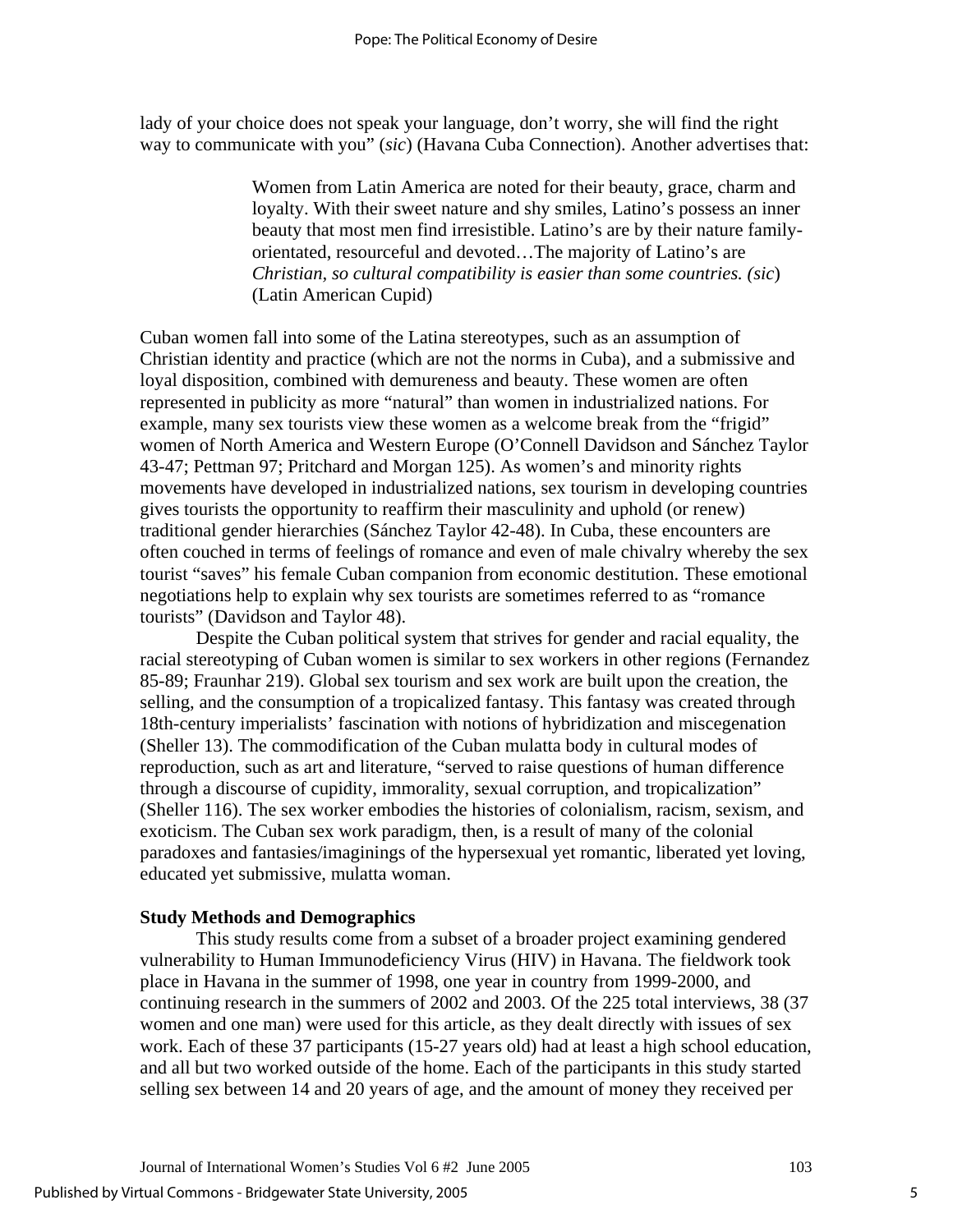lady of your choice does not speak your language, don't worry, she will find the right way to communicate with you" (*sic*) (Havana Cuba Connection). Another advertises that:

> Women from Latin America are noted for their beauty, grace, charm and loyalty. With their sweet nature and shy smiles, Latino's possess an inner beauty that most men find irresistible. Latino's are by their nature family-orientated, resourceful and devoted…The majority of Latino's are *Christian, so cultural compatibility is easier than some countries. (sic)* (Latin American Cupid)

Cuban women fall into some of the Latina stereotypes, such as an assumption of Christian identity and practice (which are not the norms in Cuba), and a submissive and loyal disposition, combined with demureness and beauty. These women are often represented in publicity as more "natural" than women in industrialized nations. For example, many sex tourists view these women as a welcome break from the "frigid" women of North America and Western Europe (O'Connell Davidson and Sánchez Taylor 43-47; Pettman 97; Pritchard and Morgan 125). As women's and minority rights movements have developed in industrialized nations, sex tourism in developing countries gives tourists the opportunity to reaffirm their masculinity and uphold (or renew) traditional gender hierarchies (Sánchez Taylor 42-48). In Cuba, these encounters are often couched in terms of feelings of romance and even of male chivalry whereby the sex tourist "saves" his female Cuban companion from economic destitution. These emotional negotiations help to explain why sex tourists are sometimes referred to as "romance tourists" (Davidson and Taylor 48).

Despite the Cuban political system that strives for gender and racial equality, the racial stereotyping of Cuban women is similar to sex workers in other regions (Fernandez 85-89; Fraunhar 219). Global sex tourism and sex work are built upon the creation, the selling, and the consumption of a tropicalized fantasy. This fantasy was created through 18th-century imperialists' fascination with notions of hybridization and miscegenation (Sheller 13). The commodification of the Cuban mulatta body in cultural modes of reproduction, such as art and literature, "served to raise questions of human difference through a discourse of cupidity, immorality, sexual corruption, and tropicalization" (Sheller 116). The sex worker embodies the histories of colonialism, racism, sexism, and exoticism. The Cuban sex work paradigm, then, is a result of many of the colonial paradoxes and fantasies/imaginings of the hypersexual yet romantic, liberated yet loving, educated yet submissive, mulatta woman.

**Study Methods and Demographics**

This study results come from a subset of a broader project examining gendered vulnerability to Human Immunodeficiency Virus (HIV) in Havana. The fieldwork took place in Havana in the summer of 1998, one year in country from 1999-2000, and continuing research in the summers of 2002 and 2003. Of the 225 total interviews, 38 (37 women and one man) were used for this article, as they dealt directly with issues of sex work. Each of these 37 participants (15-27 years old) had at least a high school education, and all but two worked outside of the home. Each of the participants in this study started selling sex between 14 and 20 years of age, and the amount of money they received per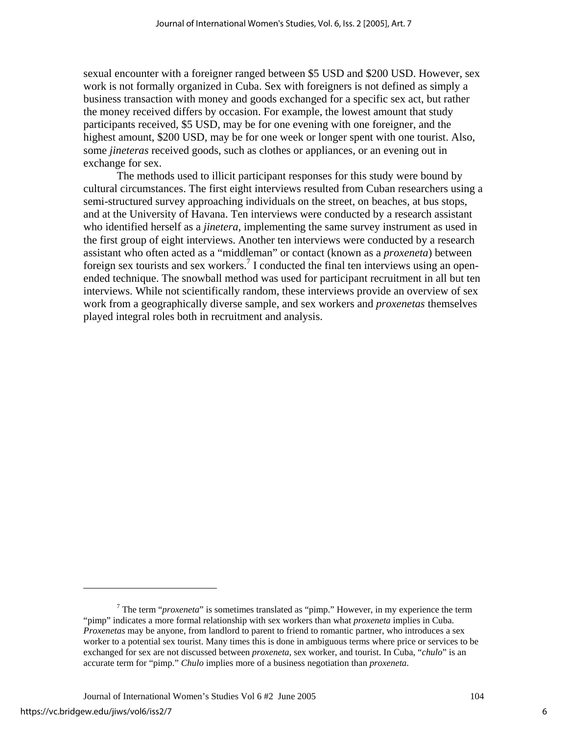sexual encounter with a foreigner ranged between $5 USD and $200 USD. However, sex work is not formally organized in Cuba. Sex with foreigners is not defined as simply a business transaction with money and goods exchanged for a specific sex act, but rather the money received differs by occasion. For example, the lowest amount that study participants received, $5 USD, may be for one evening with one foreigner, and the highest amount, $200 USD, may be for one week or longer spent with one tourist. Also, some *jineteras* received goods, such as clothes or appliances, or an evening out in exchange for sex.

The methods used to illicit participant responses for this study were bound by cultural circumstances. The first eight interviews resulted from Cuban researchers using a semi-structured survey approaching individuals on the street, on beaches, at bus stops, and at the University of Havana. Ten interviews were conducted by a research assistant who identified herself as a *jinetera*, implementing the same survey instrument as used in the first group of eight interviews. Another ten interviews were conducted by a research assistant who often acted as a "middleman" or contact (known as a *proxeneta*) between foreign sex tourists and sex workers.[7] I conducted the final ten interviews using an open-ended technique. The snowball method was used for participant recruitment in all but ten interviews. While not scientifically random, these interviews provide an overview of sex work from a geographically diverse sample, and sex workers and *proxenetas* themselves played integral roles both in recruitment and analysis.

[7] The term "*proxeneta*" is sometimes translated as "pimp." However, in my experience the term "pimp" indicates a more formal relationship with sex workers than what *proxeneta* implies in Cuba. *Proxenetas* may be anyone, from landlord to parent to friend to romantic partner, who introduces a sex worker to a potential sex tourist. Many times this is done in ambiguous terms where price or services to be exchanged for sex are not discussed between *proxeneta*, sex worker, and tourist. In Cuba, "*chulo*" is an accurate term for "pimp." *Chulo* implies more of a business negotiation than *proxeneta*.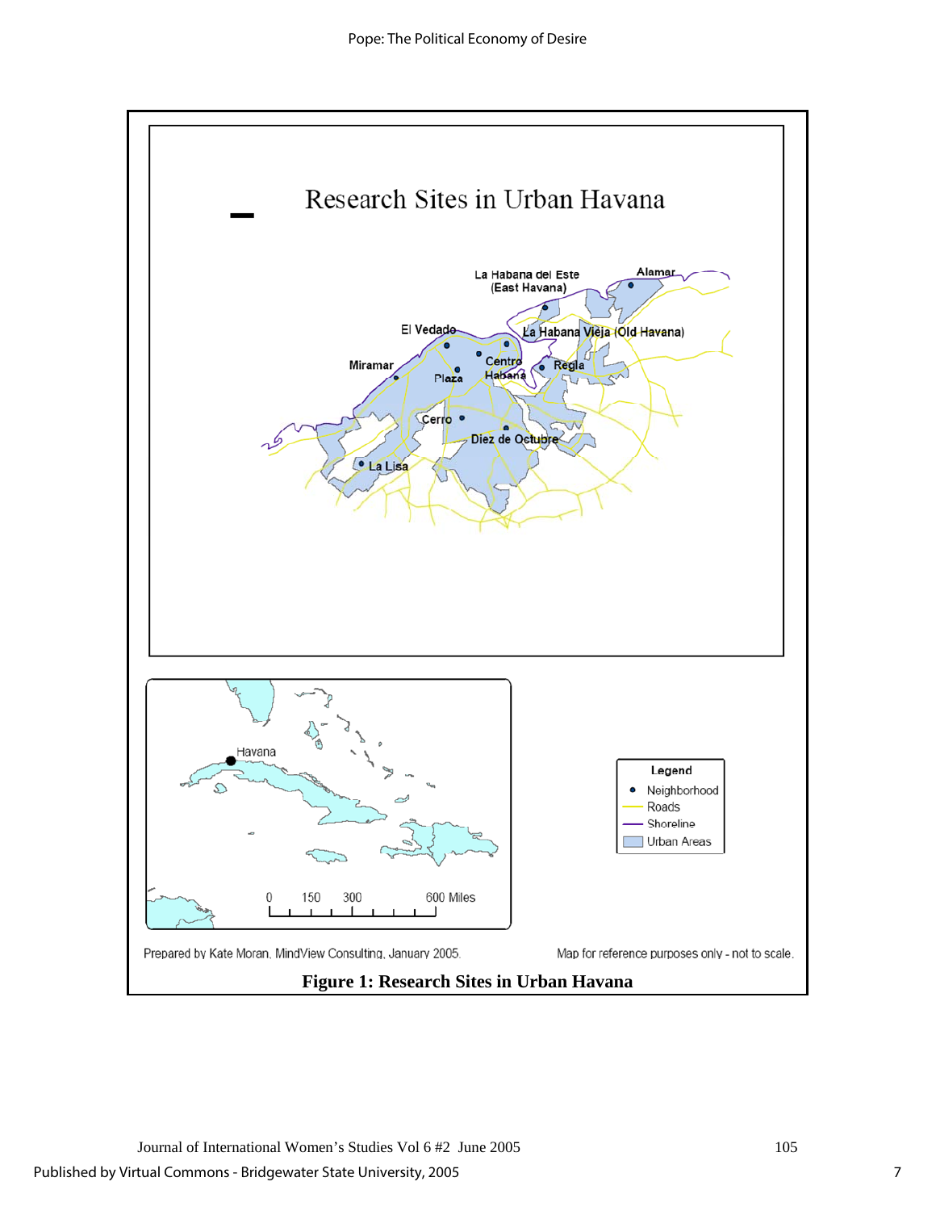Research Sites in Urban Havana

La Habana del Este (East Havana)

Alamar

El Vedado

La Habana Vieja (Old Havana)

Miramar

Centro Habana

Regla

Plaza

Cerro

Diez de Octubre

La Lisa

Havana

0 150 300 600 Miles

Legend

- Neighborhood
- Roads
- Shoreline
- Urban Areas

Prepared by Kate Moran, MindView Consulting, January 2005.

Map for reference purposes only - not to scale.

**Figure 1: Research Sites in Urban Havana**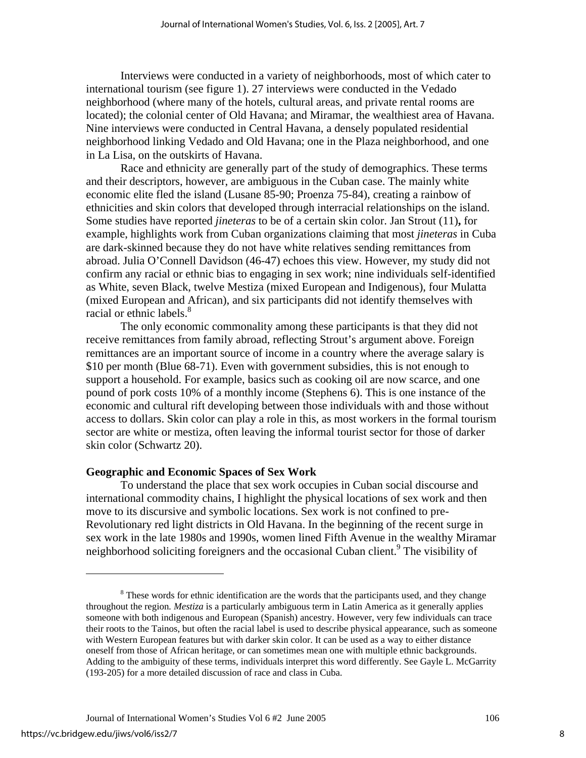Interviews were conducted in a variety of neighborhoods, most of which cater to international tourism (see figure 1). 27 interviews were conducted in the Vedado neighborhood (where many of the hotels, cultural areas, and private rental rooms are located); the colonial center of Old Havana; and Miramar, the wealthiest area of Havana. Nine interviews were conducted in Central Havana, a densely populated residential neighborhood linking Vedado and Old Havana; one in the Plaza neighborhood, and one in La Lisa, on the outskirts of Havana.

Race and ethnicity are generally part of the study of demographics. These terms and their descriptors, however, are ambiguous in the Cuban case. The mainly white economic elite fled the island (Lusane 85-90; Proenza 75-84), creating a rainbow of ethnicities and skin colors that developed through interracial relationships on the island. Some studies have reported *jineteras* to be of a certain skin color. Jan Strout (11)**,** for example, highlights work from Cuban organizations claiming that most *jineteras* in Cuba are dark-skinned because they do not have white relatives sending remittances from abroad. Julia O'Connell Davidson (46-47) echoes this view. However, my study did not confirm any racial or ethnic bias to engaging in sex work; nine individuals self-identified as White, seven Black, twelve Mestiza (mixed European and Indigenous), four Mulatta (mixed European and African), and six participants did not identify themselves with racial or ethnic labels.[8]

The only economic commonality among these participants is that they did not receive remittances from family abroad, reflecting Strout's argument above. Foreign remittances are an important source of income in a country where the average salary is \$10 per month (Blue 68-71). Even with government subsidies, this is not enough to support a household. For example, basics such as cooking oil are now scarce, and one pound of pork costs 10% of a monthly income (Stephens 6). This is one instance of the economic and cultural rift developing between those individuals with and those without access to dollars. Skin color can play a role in this, as most workers in the formal tourism sector are white or mestiza, often leaving the informal tourist sector for those of darker skin color (Schwartz 20).

### Geographic and Economic Spaces of Sex Work

To understand the place that sex work occupies in Cuban social discourse and international commodity chains, I highlight the physical locations of sex work and then move to its discursive and symbolic locations. Sex work is not confined to pre-Revolutionary red light districts in Old Havana. In the beginning of the recent surge in sex work in the late 1980s and 1990s, women lined Fifth Avenue in the wealthy Miramar neighborhood soliciting foreigners and the occasional Cuban client.[9] The visibility of

---

[8] These words for ethnic identification are the words that the participants used, and they change throughout the region. *Mestiza* is a particularly ambiguous term in Latin America as it generally applies someone with both indigenous and European (Spanish) ancestry. However, very few individuals can trace their roots to the Tainos, but often the racial label is used to describe physical appearance, such as someone with Western European features but with darker skin color. It can be used as a way to either distance oneself from those of African heritage, or can sometimes mean one with multiple ethnic backgrounds. Adding to the ambiguity of these terms, individuals interpret this word differently. See Gayle L. McGarrity (193-205) for a more detailed discussion of race and class in Cuba.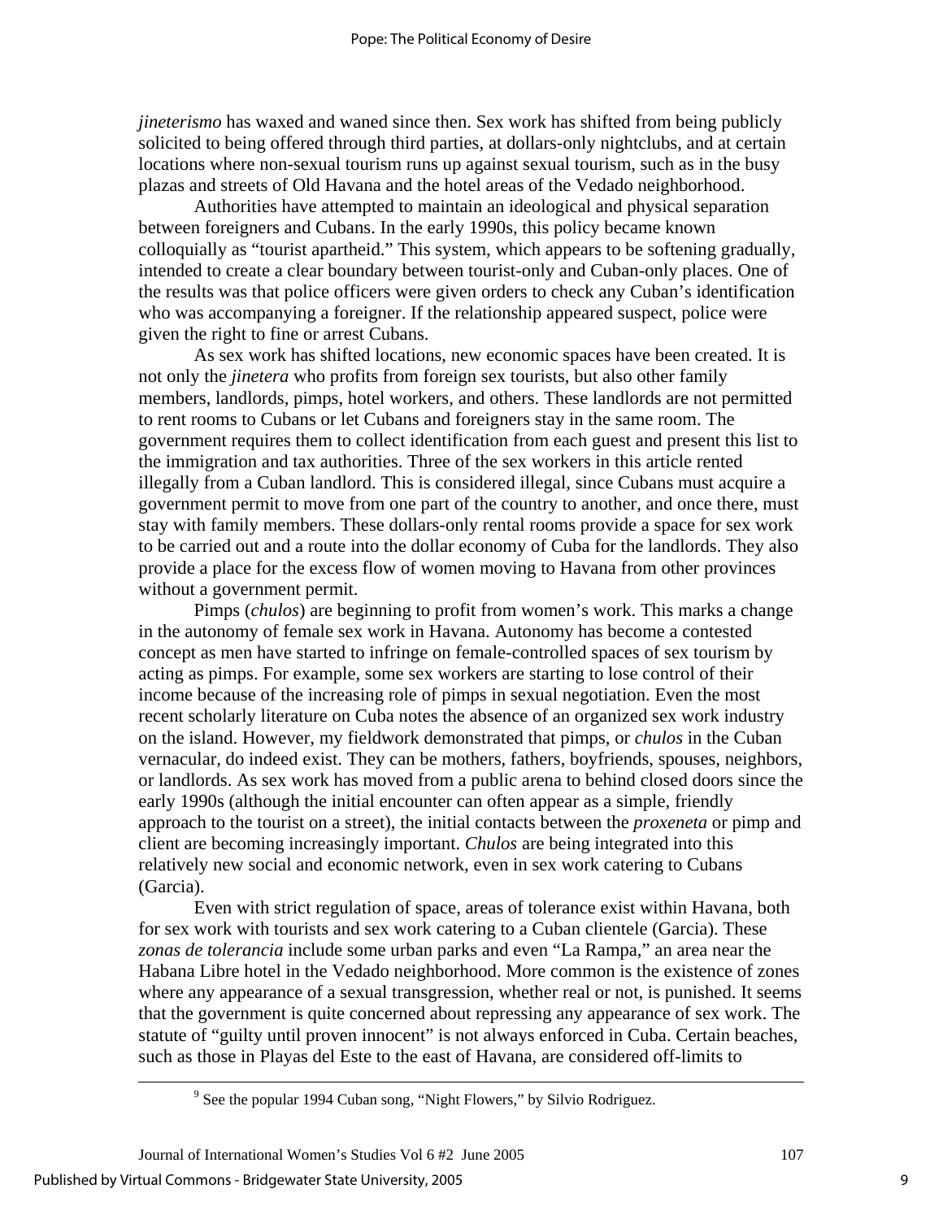*jineterismo* has waxed and waned since then. Sex work has shifted from being publicly solicited to being offered through third parties, at dollars-only nightclubs, and at certain locations where non-sexual tourism runs up against sexual tourism, such as in the busy plazas and streets of Old Havana and the hotel areas of the Vedado neighborhood.

Authorities have attempted to maintain an ideological and physical separation between foreigners and Cubans. In the early 1990s, this policy became known colloquially as "tourist apartheid." This system, which appears to be softening gradually, intended to create a clear boundary between tourist-only and Cuban-only places. One of the results was that police officers were given orders to check any Cuban's identification who was accompanying a foreigner. If the relationship appeared suspect, police were given the right to fine or arrest Cubans.

As sex work has shifted locations, new economic spaces have been created. It is not only the *jinetera* who profits from foreign sex tourists, but also other family members, landlords, pimps, hotel workers, and others. These landlords are not permitted to rent rooms to Cubans or let Cubans and foreigners stay in the same room. The government requires them to collect identification from each guest and present this list to the immigration and tax authorities. Three of the sex workers in this article rented illegally from a Cuban landlord. This is considered illegal, since Cubans must acquire a government permit to move from one part of the country to another, and once there, must stay with family members. These dollars-only rental rooms provide a space for sex work to be carried out and a route into the dollar economy of Cuba for the landlords. They also provide a place for the excess flow of women moving to Havana from other provinces without a government permit.

Pimps (*chulos*) are beginning to profit from women's work. This marks a change in the autonomy of female sex work in Havana. Autonomy has become a contested concept as men have started to infringe on female-controlled spaces of sex tourism by acting as pimps. For example, some sex workers are starting to lose control of their income because of the increasing role of pimps in sexual negotiation. Even the most recent scholarly literature on Cuba notes the absence of an organized sex work industry on the island. However, my fieldwork demonstrated that pimps, or *chulos* in the Cuban vernacular, do indeed exist. They can be mothers, fathers, boyfriends, spouses, neighbors, or landlords. As sex work has moved from a public arena to behind closed doors since the early 1990s (although the initial encounter can often appear as a simple, friendly approach to the tourist on a street), the initial contacts between the *proxeneta* or pimp and client are becoming increasingly important. *Chulos* are being integrated into this relatively new social and economic network, even in sex work catering to Cubans (Garcia).

Even with strict regulation of space, areas of tolerance exist within Havana, both for sex work with tourists and sex work catering to a Cuban clientele (Garcia). These *zonas de tolerancia* include some urban parks and even "La Rampa," an area near the Habana Libre hotel in the Vedado neighborhood. More common is the existence of zones where any appearance of a sexual transgression, whether real or not, is punished. It seems that the government is quite concerned about repressing any appearance of sex work. The statute of "guilty until proven innocent" is not always enforced in Cuba. Certain beaches, such as those in Playas del Este to the east of Havana, are considered off-limits to

[9] See the popular 1994 Cuban song, "Night Flowers," by Silvio Rodriguez.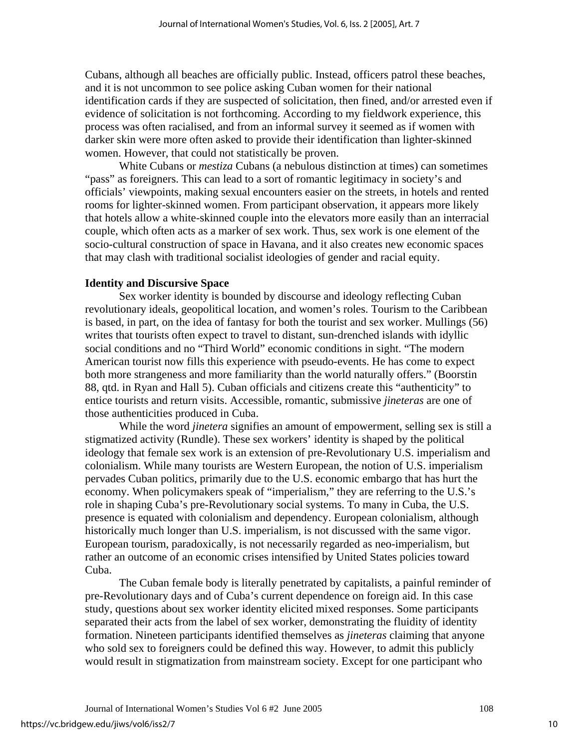Cubans, although all beaches are officially public. Instead, officers patrol these beaches, and it is not uncommon to see police asking Cuban women for their national identification cards if they are suspected of solicitation, then fined, and/or arrested even if evidence of solicitation is not forthcoming. According to my fieldwork experience, this process was often racialised, and from an informal survey it seemed as if women with darker skin were more often asked to provide their identification than lighter-skinned women. However, that could not statistically be proven.

White Cubans or *mestiza* Cubans (a nebulous distinction at times) can sometimes "pass" as foreigners. This can lead to a sort of romantic legitimacy in society's and officials' viewpoints, making sexual encounters easier on the streets, in hotels and rented rooms for lighter-skinned women. From participant observation, it appears more likely that hotels allow a white-skinned couple into the elevators more easily than an interracial couple, which often acts as a marker of sex work. Thus, sex work is one element of the socio-cultural construction of space in Havana, and it also creates new economic spaces that may clash with traditional socialist ideologies of gender and racial equity.

**Identity and Discursive Space**

Sex worker identity is bounded by discourse and ideology reflecting Cuban revolutionary ideals, geopolitical location, and women's roles. Tourism to the Caribbean is based, in part, on the idea of fantasy for both the tourist and sex worker. Mullings (56) writes that tourists often expect to travel to distant, sun-drenched islands with idyllic social conditions and no "Third World" economic conditions in sight. "The modern American tourist now fills this experience with pseudo-events. He has come to expect both more strangeness and more familiarity than the world naturally offers." (Boorstin 88, qtd. in Ryan and Hall 5). Cuban officials and citizens create this "authenticity" to entice tourists and return visits. Accessible, romantic, submissive *jineteras* are one of those authenticities produced in Cuba.

While the word *jinetera* signifies an amount of empowerment, selling sex is still a stigmatized activity (Rundle). These sex workers' identity is shaped by the political ideology that female sex work is an extension of pre-Revolutionary U.S. imperialism and colonialism. While many tourists are Western European, the notion of U.S. imperialism pervades Cuban politics, primarily due to the U.S. economic embargo that has hurt the economy. When policymakers speak of "imperialism," they are referring to the U.S.'s role in shaping Cuba's pre-Revolutionary social systems. To many in Cuba, the U.S. presence is equated with colonialism and dependency. European colonialism, although historically much longer than U.S. imperialism, is not discussed with the same vigor. European tourism, paradoxically, is not necessarily regarded as neo-imperialism, but rather an outcome of an economic crises intensified by United States policies toward Cuba.

The Cuban female body is literally penetrated by capitalists, a painful reminder of pre-Revolutionary days and of Cuba's current dependence on foreign aid. In this case study, questions about sex worker identity elicited mixed responses. Some participants separated their acts from the label of sex worker, demonstrating the fluidity of identity formation. Nineteen participants identified themselves as *jineteras* claiming that anyone who sold sex to foreigners could be defined this way. However, to admit this publicly would result in stigmatization from mainstream society. Except for one participant who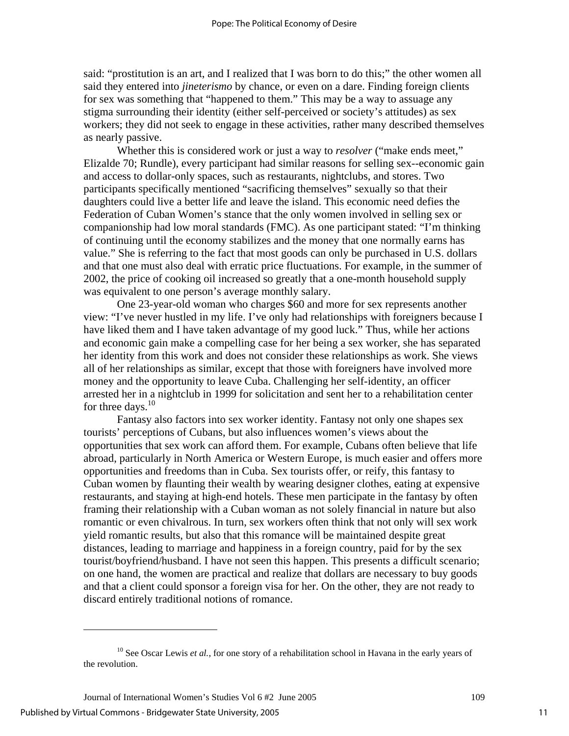said: "prostitution is an art, and I realized that I was born to do this;" the other women all said they entered into *jineterismo* by chance, or even on a dare. Finding foreign clients for sex was something that "happened to them." This may be a way to assuage any stigma surrounding their identity (either self-perceived or society's attitudes) as sex workers; they did not seek to engage in these activities, rather many described themselves as nearly passive.

Whether this is considered work or just a way to *resolver* ("make ends meet," Elizalde 70; Rundle), every participant had similar reasons for selling sex--economic gain and access to dollar-only spaces, such as restaurants, nightclubs, and stores. Two participants specifically mentioned "sacrificing themselves" sexually so that their daughters could live a better life and leave the island. This economic need defies the Federation of Cuban Women's stance that the only women involved in selling sex or companionship had low moral standards (FMC). As one participant stated: "I'm thinking of continuing until the economy stabilizes and the money that one normally earns has value." She is referring to the fact that most goods can only be purchased in U.S. dollars and that one must also deal with erratic price fluctuations. For example, in the summer of 2002, the price of cooking oil increased so greatly that a one-month household supply was equivalent to one person's average monthly salary.

One 23-year-old woman who charges $60 and more for sex represents another view: "I've never hustled in my life. I've only had relationships with foreigners because I have liked them and I have taken advantage of my good luck." Thus, while her actions and economic gain make a compelling case for her being a sex worker, she has separated her identity from this work and does not consider these relationships as work. She views all of her relationships as similar, except that those with foreigners have involved more money and the opportunity to leave Cuba. Challenging her self-identity, an officer arrested her in a nightclub in 1999 for solicitation and sent her to a rehabilitation center for three days.[10]

Fantasy also factors into sex worker identity. Fantasy not only one shapes sex tourists' perceptions of Cubans, but also influences women's views about the opportunities that sex work can afford them. For example, Cubans often believe that life abroad, particularly in North America or Western Europe, is much easier and offers more opportunities and freedoms than in Cuba. Sex tourists offer, or reify, this fantasy to Cuban women by flaunting their wealth by wearing designer clothes, eating at expensive restaurants, and staying at high-end hotels. These men participate in the fantasy by often framing their relationship with a Cuban woman as not solely financial in nature but also romantic or even chivalrous. In turn, sex workers often think that not only will sex work yield romantic results, but also that this romance will be maintained despite great distances, leading to marriage and happiness in a foreign country, paid for by the sex tourist/boyfriend/husband. I have not seen this happen. This presents a difficult scenario; on one hand, the women are practical and realize that dollars are necessary to buy goods and that a client could sponsor a foreign visa for her. On the other, they are not ready to discard entirely traditional notions of romance.

---

[10] See Oscar Lewis *et al.*, for one story of a rehabilitation school in Havana in the early years of the revolution.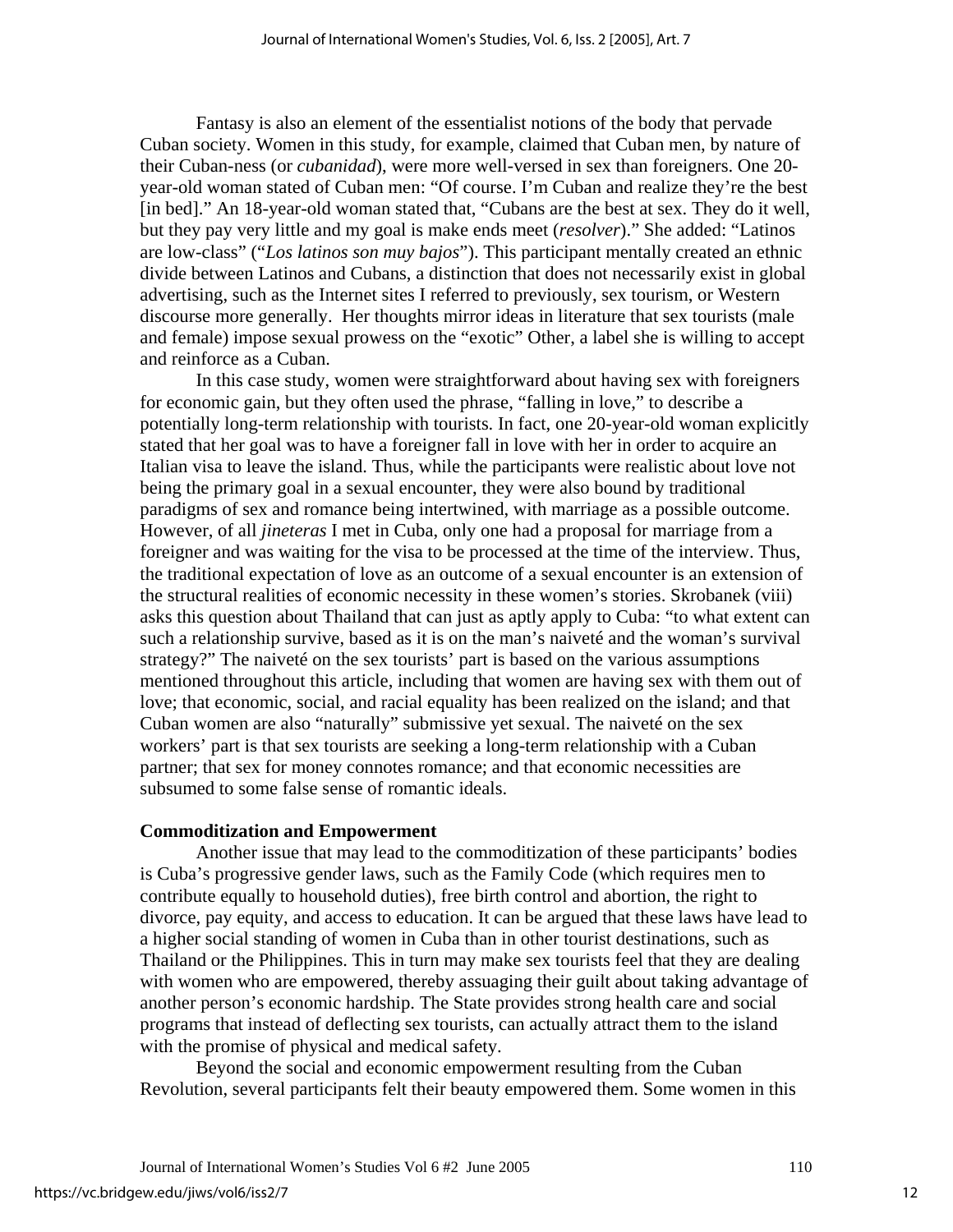Fantasy is also an element of the essentialist notions of the body that pervade Cuban society. Women in this study, for example, claimed that Cuban men, by nature of their Cuban-ness (or *cubanidad*), were more well-versed in sex than foreigners. One 20-year-old woman stated of Cuban men: "Of course. I'm Cuban and realize they're the best [in bed]." An 18-year-old woman stated that, "Cubans are the best at sex. They do it well, but they pay very little and my goal is make ends meet (*resolver*)." She added: "Latinos are low-class" ("*Los latinos son muy bajos*"). This participant mentally created an ethnic divide between Latinos and Cubans, a distinction that does not necessarily exist in global advertising, such as the Internet sites I referred to previously, sex tourism, or Western discourse more generally. Her thoughts mirror ideas in literature that sex tourists (male and female) impose sexual prowess on the "exotic" Other, a label she is willing to accept and reinforce as a Cuban.

In this case study, women were straightforward about having sex with foreigners for economic gain, but they often used the phrase, "falling in love," to describe a potentially long-term relationship with tourists. In fact, one 20-year-old woman explicitly stated that her goal was to have a foreigner fall in love with her in order to acquire an Italian visa to leave the island. Thus, while the participants were realistic about love not being the primary goal in a sexual encounter, they were also bound by traditional paradigms of sex and romance being intertwined, with marriage as a possible outcome. However, of all *jineteras* I met in Cuba, only one had a proposal for marriage from a foreigner and was waiting for the visa to be processed at the time of the interview. Thus, the traditional expectation of love as an outcome of a sexual encounter is an extension of the structural realities of economic necessity in these women's stories. Skrobanek (viii) asks this question about Thailand that can just as aptly apply to Cuba: "to what extent can such a relationship survive, based as it is on the man's naiveté and the woman's survival strategy?" The naiveté on the sex tourists' part is based on the various assumptions mentioned throughout this article, including that women are having sex with them out of love; that economic, social, and racial equality has been realized on the island; and that Cuban women are also "naturally" submissive yet sexual. The naiveté on the sex workers' part is that sex tourists are seeking a long-term relationship with a Cuban partner; that sex for money connotes romance; and that economic necessities are subsumed to some false sense of romantic ideals.

**Commoditization and Empowerment**

Another issue that may lead to the commoditization of these participants' bodies is Cuba's progressive gender laws, such as the Family Code (which requires men to contribute equally to household duties), free birth control and abortion, the right to divorce, pay equity, and access to education. It can be argued that these laws have lead to a higher social standing of women in Cuba than in other tourist destinations, such as Thailand or the Philippines. This in turn may make sex tourists feel that they are dealing with women who are empowered, thereby assuaging their guilt about taking advantage of another person's economic hardship. The State provides strong health care and social programs that instead of deflecting sex tourists, can actually attract them to the island with the promise of physical and medical safety.

Beyond the social and economic empowerment resulting from the Cuban Revolution, several participants felt their beauty empowered them. Some women in this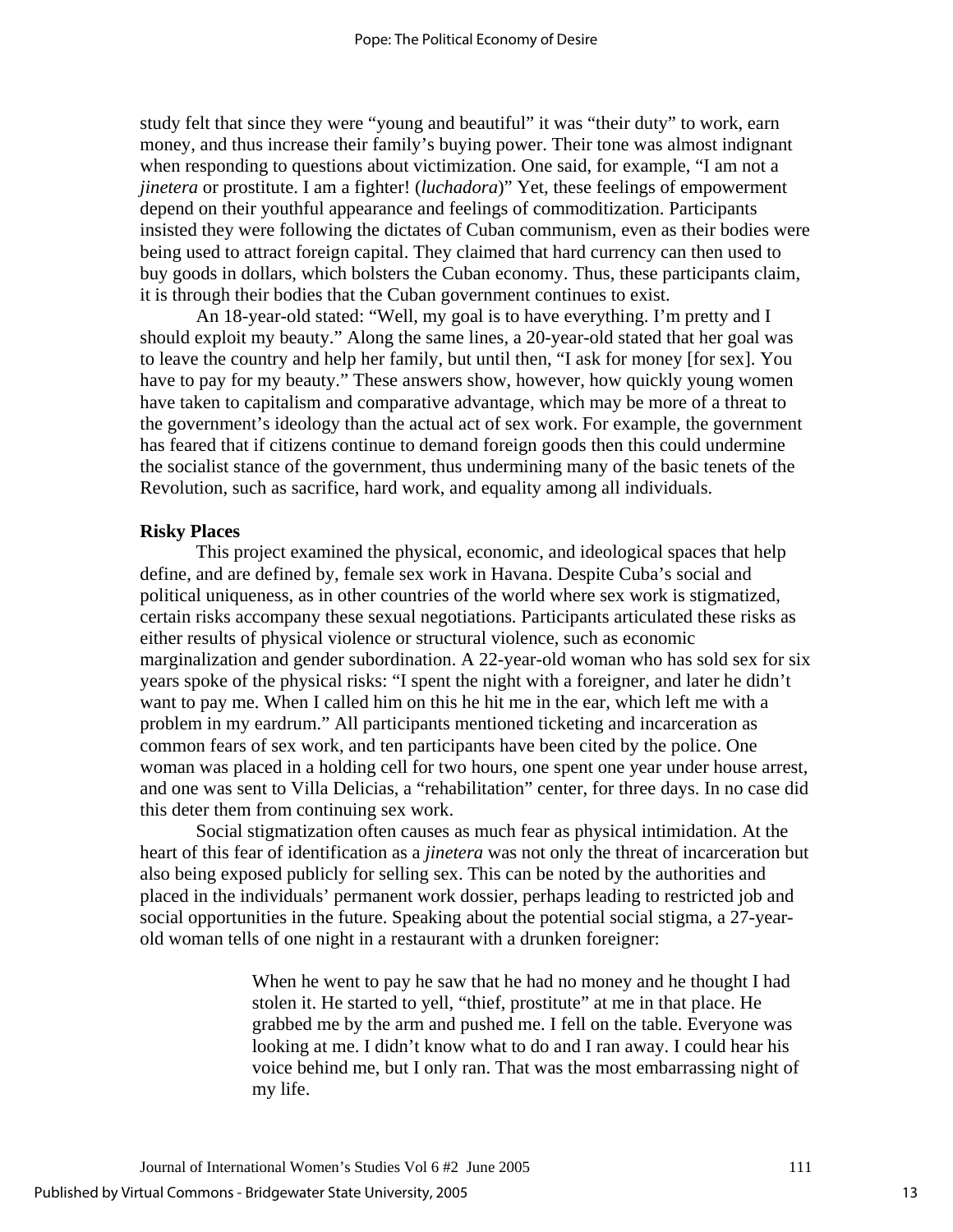study felt that since they were "young and beautiful" it was "their duty" to work, earn money, and thus increase their family's buying power. Their tone was almost indignant when responding to questions about victimization. One said, for example, "I am not a *jinetera* or prostitute. I am a fighter! (*luchadora*)" Yet, these feelings of empowerment depend on their youthful appearance and feelings of commoditization. Participants insisted they were following the dictates of Cuban communism, even as their bodies were being used to attract foreign capital. They claimed that hard currency can then used to buy goods in dollars, which bolsters the Cuban economy. Thus, these participants claim, it is through their bodies that the Cuban government continues to exist.

An 18-year-old stated: "Well, my goal is to have everything. I'm pretty and I should exploit my beauty." Along the same lines, a 20-year-old stated that her goal was to leave the country and help her family, but until then, "I ask for money [for sex]. You have to pay for my beauty." These answers show, however, how quickly young women have taken to capitalism and comparative advantage, which may be more of a threat to the government's ideology than the actual act of sex work. For example, the government has feared that if citizens continue to demand foreign goods then this could undermine the socialist stance of the government, thus undermining many of the basic tenets of the Revolution, such as sacrifice, hard work, and equality among all individuals.

**Risky Places**

This project examined the physical, economic, and ideological spaces that help define, and are defined by, female sex work in Havana. Despite Cuba's social and political uniqueness, as in other countries of the world where sex work is stigmatized, certain risks accompany these sexual negotiations. Participants articulated these risks as either results of physical violence or structural violence, such as economic marginalization and gender subordination. A 22-year-old woman who has sold sex for six years spoke of the physical risks: "I spent the night with a foreigner, and later he didn't want to pay me. When I called him on this he hit me in the ear, which left me with a problem in my eardrum." All participants mentioned ticketing and incarceration as common fears of sex work, and ten participants have been cited by the police. One woman was placed in a holding cell for two hours, one spent one year under house arrest, and one was sent to Villa Delicias, a "rehabilitation" center, for three days. In no case did this deter them from continuing sex work.

Social stigmatization often causes as much fear as physical intimidation. At the heart of this fear of identification as a *jinetera* was not only the threat of incarceration but also being exposed publicly for selling sex. This can be noted by the authorities and placed in the individuals' permanent work dossier, perhaps leading to restricted job and social opportunities in the future. Speaking about the potential social stigma, a 27-year-old woman tells of one night in a restaurant with a drunken foreigner:

> When he went to pay he saw that he had no money and he thought I had stolen it. He started to yell, "thief, prostitute" at me in that place. He grabbed me by the arm and pushed me. I fell on the table. Everyone was looking at me. I didn't know what to do and I ran away. I could hear his voice behind me, but I only ran. That was the most embarrassing night of my life.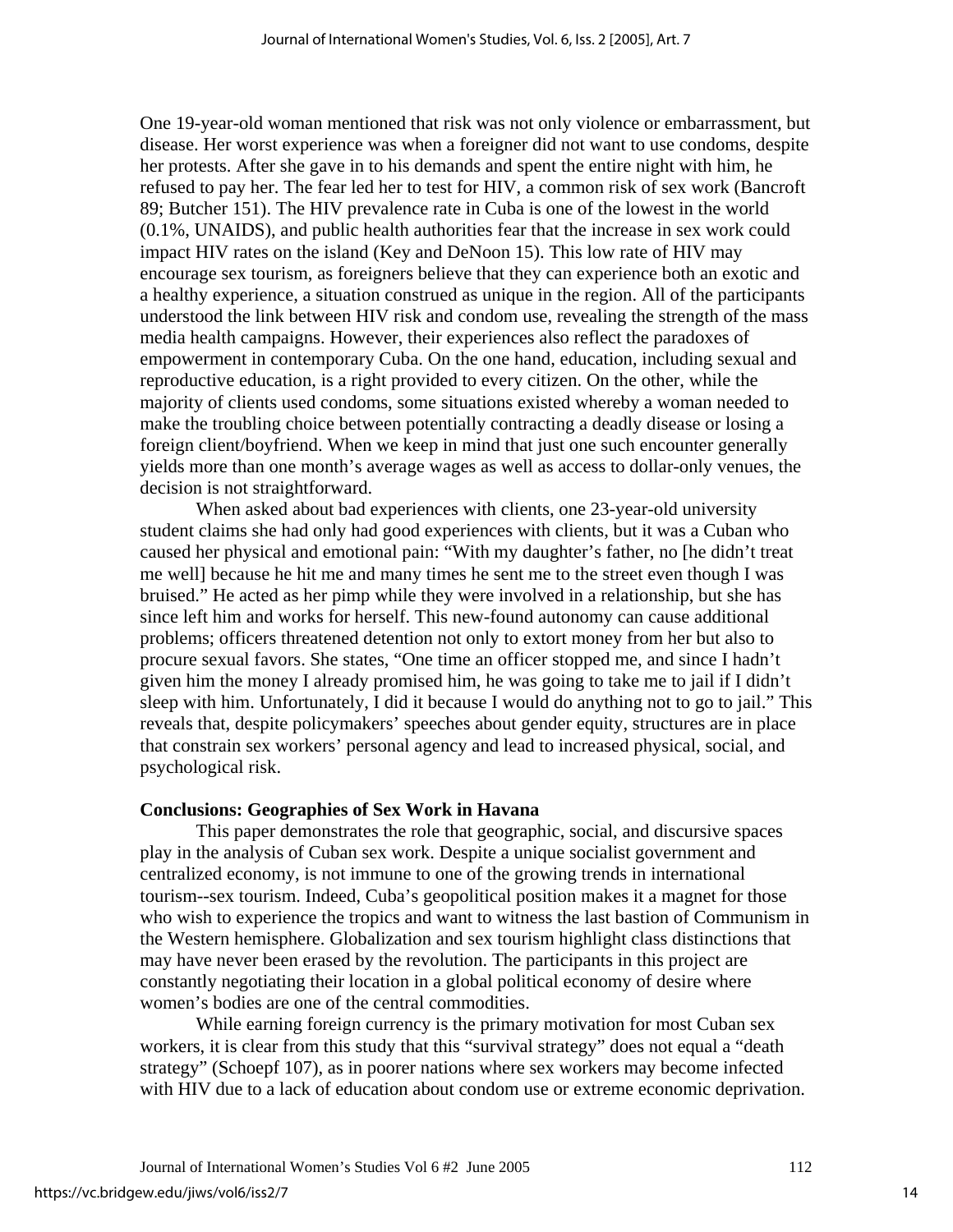One 19-year-old woman mentioned that risk was not only violence or embarrassment, but disease. Her worst experience was when a foreigner did not want to use condoms, despite her protests. After she gave in to his demands and spent the entire night with him, he refused to pay her. The fear led her to test for HIV, a common risk of sex work (Bancroft 89; Butcher 151). The HIV prevalence rate in Cuba is one of the lowest in the world (0.1%, UNAIDS), and public health authorities fear that the increase in sex work could impact HIV rates on the island (Key and DeNoon 15). This low rate of HIV may encourage sex tourism, as foreigners believe that they can experience both an exotic and a healthy experience, a situation construed as unique in the region. All of the participants understood the link between HIV risk and condom use, revealing the strength of the mass media health campaigns. However, their experiences also reflect the paradoxes of empowerment in contemporary Cuba. On the one hand, education, including sexual and reproductive education, is a right provided to every citizen. On the other, while the majority of clients used condoms, some situations existed whereby a woman needed to make the troubling choice between potentially contracting a deadly disease or losing a foreign client/boyfriend. When we keep in mind that just one such encounter generally yields more than one month's average wages as well as access to dollar-only venues, the decision is not straightforward.

When asked about bad experiences with clients, one 23-year-old university student claims she had only had good experiences with clients, but it was a Cuban who caused her physical and emotional pain: "With my daughter's father, no [he didn't treat me well] because he hit me and many times he sent me to the street even though I was bruised." He acted as her pimp while they were involved in a relationship, but she has since left him and works for herself. This new-found autonomy can cause additional problems; officers threatened detention not only to extort money from her but also to procure sexual favors. She states, "One time an officer stopped me, and since I hadn't given him the money I already promised him, he was going to take me to jail if I didn't sleep with him. Unfortunately, I did it because I would do anything not to go to jail." This reveals that, despite policymakers' speeches about gender equity, structures are in place that constrain sex workers' personal agency and lead to increased physical, social, and psychological risk.

**Conclusions: Geographies of Sex Work in Havana**

This paper demonstrates the role that geographic, social, and discursive spaces play in the analysis of Cuban sex work. Despite a unique socialist government and centralized economy, is not immune to one of the growing trends in international tourism--sex tourism. Indeed, Cuba's geopolitical position makes it a magnet for those who wish to experience the tropics and want to witness the last bastion of Communism in the Western hemisphere. Globalization and sex tourism highlight class distinctions that may have never been erased by the revolution. The participants in this project are constantly negotiating their location in a global political economy of desire where women's bodies are one of the central commodities.

While earning foreign currency is the primary motivation for most Cuban sex workers, it is clear from this study that this "survival strategy" does not equal a "death strategy" (Schoepf 107), as in poorer nations where sex workers may become infected with HIV due to a lack of education about condom use or extreme economic deprivation.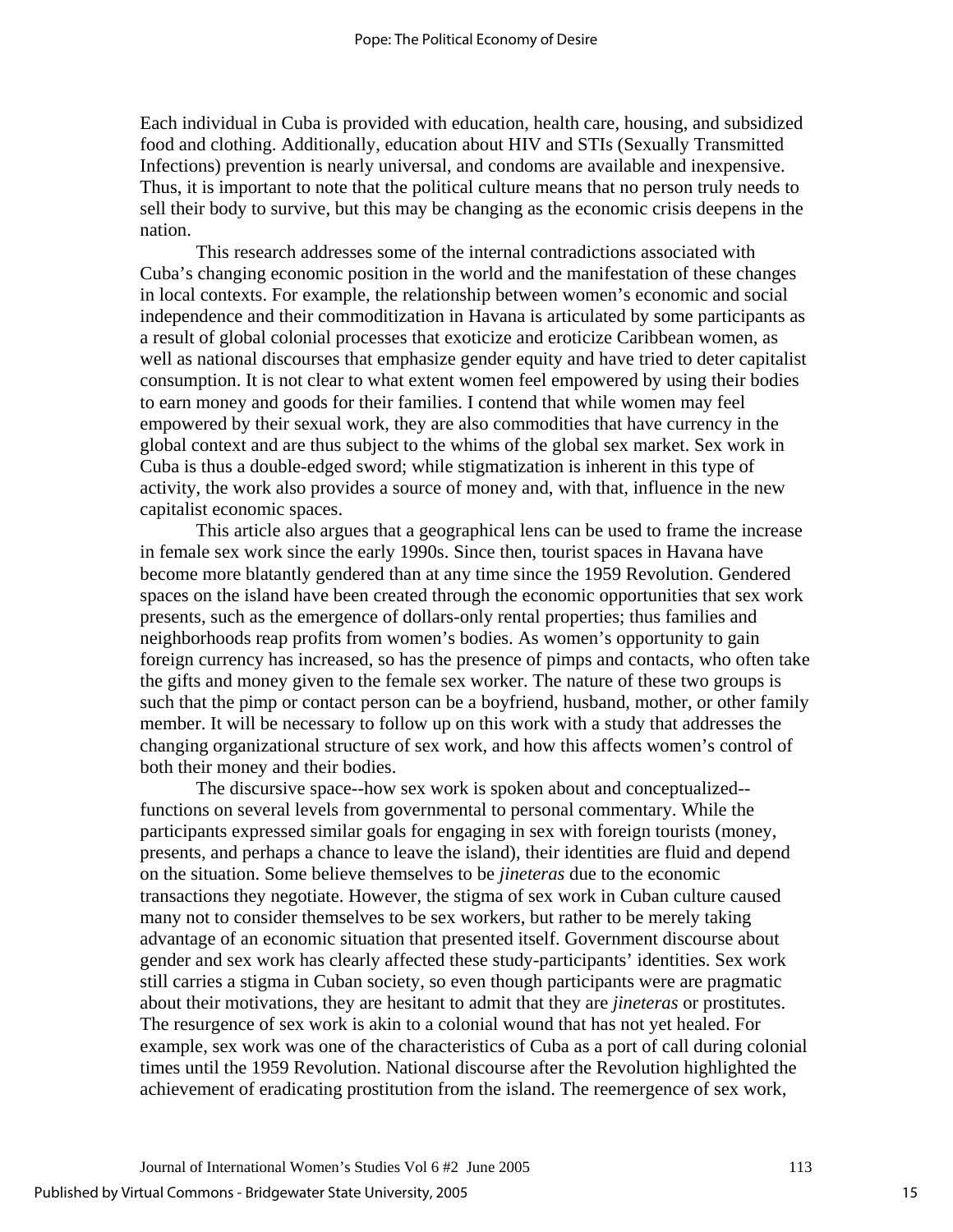Each individual in Cuba is provided with education, health care, housing, and subsidized food and clothing. Additionally, education about HIV and STIs (Sexually Transmitted Infections) prevention is nearly universal, and condoms are available and inexpensive. Thus, it is important to note that the political culture means that no person truly needs to sell their body to survive, but this may be changing as the economic crisis deepens in the nation.

This research addresses some of the internal contradictions associated with Cuba's changing economic position in the world and the manifestation of these changes in local contexts. For example, the relationship between women's economic and social independence and their commoditization in Havana is articulated by some participants as a result of global colonial processes that exoticize and eroticize Caribbean women, as well as national discourses that emphasize gender equity and have tried to deter capitalist consumption. It is not clear to what extent women feel empowered by using their bodies to earn money and goods for their families. I contend that while women may feel empowered by their sexual work, they are also commodities that have currency in the global context and are thus subject to the whims of the global sex market. Sex work in Cuba is thus a double-edged sword; while stigmatization is inherent in this type of activity, the work also provides a source of money and, with that, influence in the new capitalist economic spaces.

This article also argues that a geographical lens can be used to frame the increase in female sex work since the early 1990s. Since then, tourist spaces in Havana have become more blatantly gendered than at any time since the 1959 Revolution. Gendered spaces on the island have been created through the economic opportunities that sex work presents, such as the emergence of dollars-only rental properties; thus families and neighborhoods reap profits from women's bodies. As women's opportunity to gain foreign currency has increased, so has the presence of pimps and contacts, who often take the gifts and money given to the female sex worker. The nature of these two groups is such that the pimp or contact person can be a boyfriend, husband, mother, or other family member. It will be necessary to follow up on this work with a study that addresses the changing organizational structure of sex work, and how this affects women's control of both their money and their bodies.

The discursive space--how sex work is spoken about and conceptualized--functions on several levels from governmental to personal commentary. While the participants expressed similar goals for engaging in sex with foreign tourists (money, presents, and perhaps a chance to leave the island), their identities are fluid and depend on the situation. Some believe themselves to be *jineteras* due to the economic transactions they negotiate. However, the stigma of sex work in Cuban culture caused many not to consider themselves to be sex workers, but rather to be merely taking advantage of an economic situation that presented itself. Government discourse about gender and sex work has clearly affected these study-participants' identities. Sex work still carries a stigma in Cuban society, so even though participants were are pragmatic about their motivations, they are hesitant to admit that they are *jineteras* or prostitutes. The resurgence of sex work is akin to a colonial wound that has not yet healed. For example, sex work was one of the characteristics of Cuba as a port of call during colonial times until the 1959 Revolution. National discourse after the Revolution highlighted the achievement of eradicating prostitution from the island. The reemergence of sex work,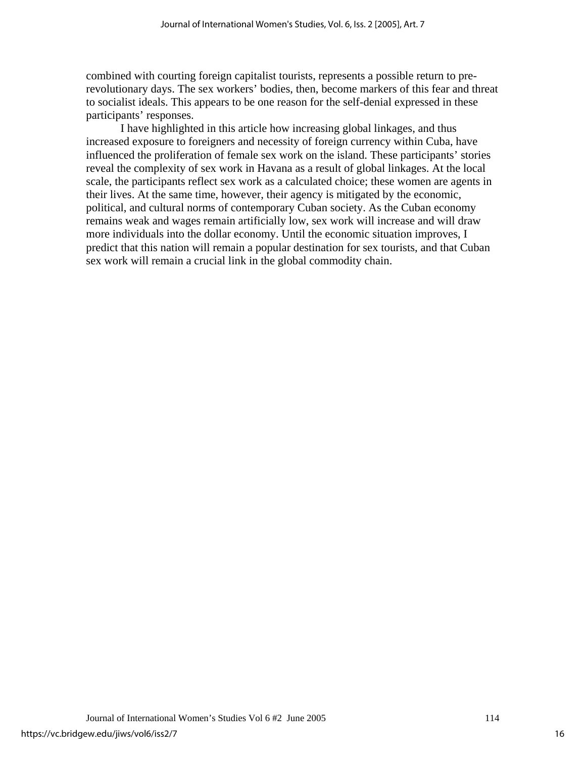combined with courting foreign capitalist tourists, represents a possible return to pre-revolutionary days. The sex workers' bodies, then, become markers of this fear and threat to socialist ideals. This appears to be one reason for the self-denial expressed in these participants' responses.

I have highlighted in this article how increasing global linkages, and thus increased exposure to foreigners and necessity of foreign currency within Cuba, have influenced the proliferation of female sex work on the island. These participants' stories reveal the complexity of sex work in Havana as a result of global linkages. At the local scale, the participants reflect sex work as a calculated choice; these women are agents in their lives. At the same time, however, their agency is mitigated by the economic, political, and cultural norms of contemporary Cuban society. As the Cuban economy remains weak and wages remain artificially low, sex work will increase and will draw more individuals into the dollar economy. Until the economic situation improves, I predict that this nation will remain a popular destination for sex tourists, and that Cuban sex work will remain a crucial link in the global commodity chain.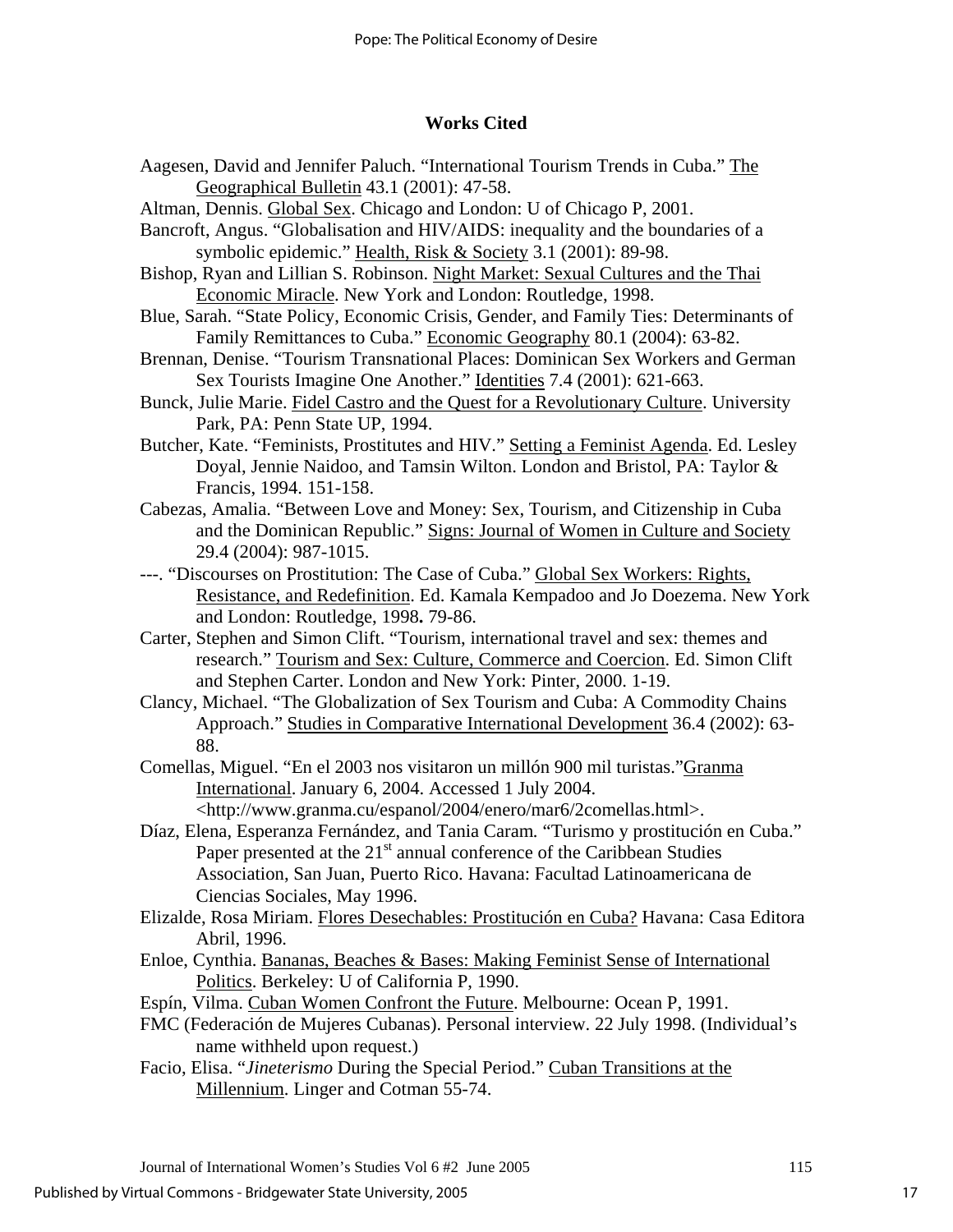## Works Cited

Aagesen, David and Jennifer Paluch. "International Tourism Trends in Cuba." The Geographical Bulletin 43.1 (2001): 47-58.

Altman, Dennis. Global Sex. Chicago and London: U of Chicago P, 2001.

Bancroft, Angus. "Globalisation and HIV/AIDS: inequality and the boundaries of a symbolic epidemic." Health, Risk & Society 3.1 (2001): 89-98.

Bishop, Ryan and Lillian S. Robinson. Night Market: Sexual Cultures and the Thai Economic Miracle. New York and London: Routledge, 1998.

Blue, Sarah. "State Policy, Economic Crisis, Gender, and Family Ties: Determinants of Family Remittances to Cuba." Economic Geography 80.1 (2004): 63-82.

Brennan, Denise. "Tourism Transnational Places: Dominican Sex Workers and German Sex Tourists Imagine One Another." Identities 7.4 (2001): 621-663.

Bunck, Julie Marie. Fidel Castro and the Quest for a Revolutionary Culture. University Park, PA: Penn State UP, 1994.

Butcher, Kate. "Feminists, Prostitutes and HIV." Setting a Feminist Agenda. Ed. Lesley Doyal, Jennie Naidoo, and Tamsin Wilton. London and Bristol, PA: Taylor & Francis, 1994. 151-158.

Cabezas, Amalia. "Between Love and Money: Sex, Tourism, and Citizenship in Cuba and the Dominican Republic." Signs: Journal of Women in Culture and Society 29.4 (2004): 987-1015.

---. "Discourses on Prostitution: The Case of Cuba." Global Sex Workers: Rights, Resistance, and Redefinition. Ed. Kamala Kempadoo and Jo Doezema. New York and London: Routledge, 1998**.** 79-86.

Carter, Stephen and Simon Clift. "Tourism, international travel and sex: themes and research." Tourism and Sex: Culture, Commerce and Coercion. Ed. Simon Clift and Stephen Carter. London and New York: Pinter, 2000. 1-19.

Clancy, Michael. "The Globalization of Sex Tourism and Cuba: A Commodity Chains Approach." Studies in Comparative International Development 36.4 (2002): 63-88.

Comellas, Miguel. "En el 2003 nos visitaron un millón 900 mil turistas."Granma International. January 6, 2004. Accessed 1 July 2004. <http://www.granma.cu/espanol/2004/enero/mar6/2comellas.html>.

Díaz, Elena, Esperanza Fernández, and Tania Caram. "Turismo y prostitución en Cuba." Paper presented at the 21st annual conference of the Caribbean Studies Association, San Juan, Puerto Rico. Havana: Facultad Latinoamericana de Ciencias Sociales, May 1996.

Elizalde, Rosa Miriam. Flores Desechables: Prostitución en Cuba? Havana: Casa Editora Abril, 1996.

Enloe, Cynthia. Bananas, Beaches & Bases: Making Feminist Sense of International Politics. Berkeley: U of California P, 1990.

Espín, Vilma. Cuban Women Confront the Future. Melbourne: Ocean P, 1991.

FMC (Federación de Mujeres Cubanas). Personal interview. 22 July 1998. (Individual's name withheld upon request.)

Facio, Elisa. "*Jineterismo* During the Special Period." Cuban Transitions at the Millennium. Linger and Cotman 55-74.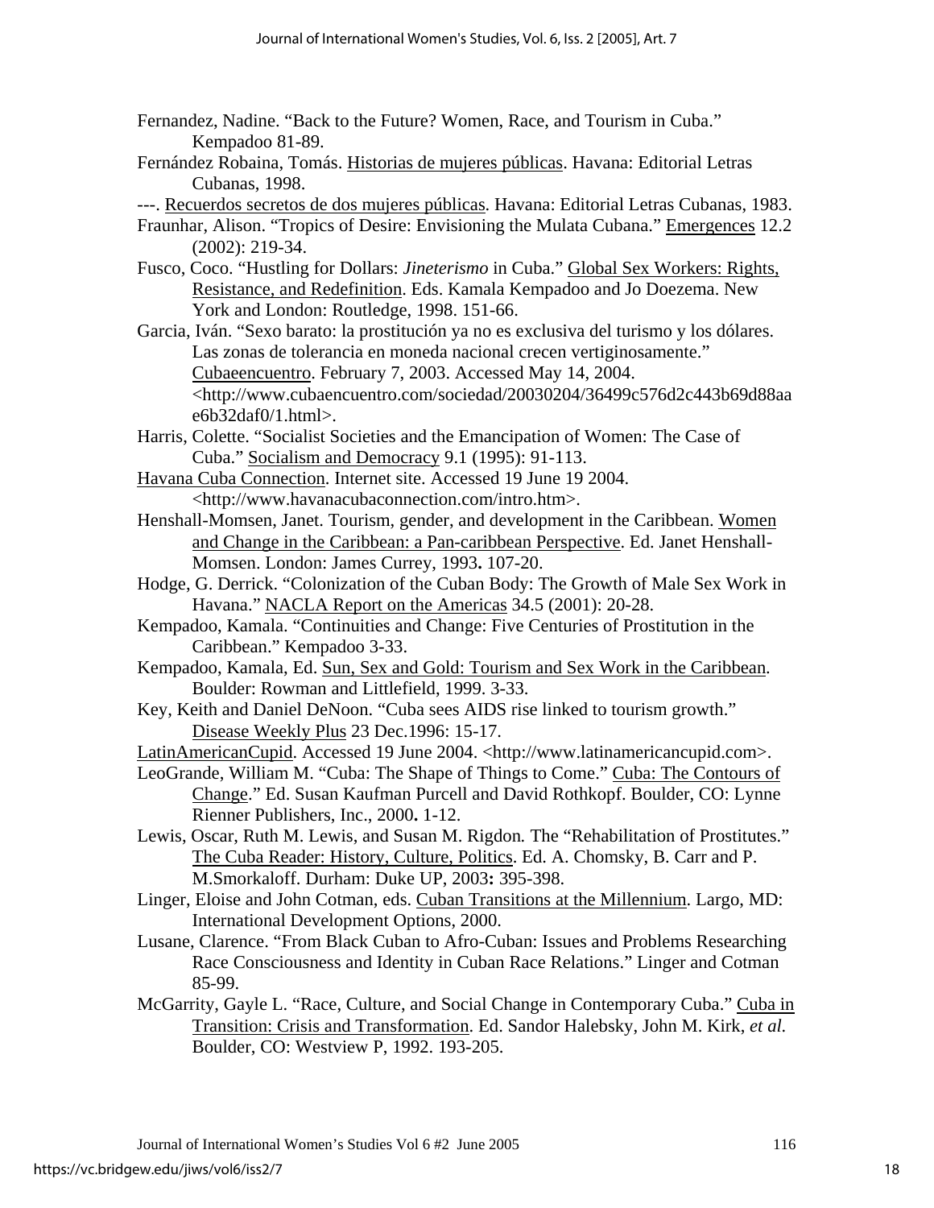Fernandez, Nadine. "Back to the Future? Women, Race, and Tourism in Cuba." Kempadoo 81-89.

Fernández Robaina, Tomás. Historias de mujeres públicas. Havana: Editorial Letras Cubanas, 1998.

---. Recuerdos secretos de dos mujeres públicas. Havana: Editorial Letras Cubanas, 1983.

Fraunhar, Alison. "Tropics of Desire: Envisioning the Mulata Cubana." Emergences 12.2 (2002): 219-34.

Fusco, Coco. "Hustling for Dollars: *Jineterismo* in Cuba." Global Sex Workers: Rights, Resistance, and Redefinition. Eds. Kamala Kempadoo and Jo Doezema. New York and London: Routledge, 1998. 151-66.

Garcia, Iván. "Sexo barato: la prostitución ya no es exclusiva del turismo y los dólares. Las zonas de tolerancia en moneda nacional crecen vertiginosamente." Cubaeencuentro. February 7, 2003. Accessed May 14, 2004. <http://www.cubaencuentro.com/sociedad/20030204/36499c576d2c443b69d88aae6b32daf0/1.html>.

Harris, Colette. "Socialist Societies and the Emancipation of Women: The Case of Cuba." Socialism and Democracy 9.1 (1995): 91-113.

Havana Cuba Connection. Internet site. Accessed 19 June 19 2004. <http://www.havanacubaconnection.com/intro.htm>.

Henshall-Momsen, Janet. Tourism, gender, and development in the Caribbean. Women and Change in the Caribbean: a Pan-caribbean Perspective. Ed. Janet Henshall-Momsen. London: James Currey, 1993**.** 107-20.

Hodge, G. Derrick. "Colonization of the Cuban Body: The Growth of Male Sex Work in Havana." NACLA Report on the Americas 34.5 (2001): 20-28.

Kempadoo, Kamala. "Continuities and Change: Five Centuries of Prostitution in the Caribbean." Kempadoo 3-33.

Kempadoo, Kamala, Ed. Sun, Sex and Gold: Tourism and Sex Work in the Caribbean. Boulder: Rowman and Littlefield, 1999. 3-33.

Key, Keith and Daniel DeNoon. "Cuba sees AIDS rise linked to tourism growth." Disease Weekly Plus 23 Dec.1996: 15-17.

LatinAmericanCupid. Accessed 19 June 2004. <http://www.latinamericancupid.com>.

LeoGrande, William M. "Cuba: The Shape of Things to Come." Cuba: The Contours of Change." Ed. Susan Kaufman Purcell and David Rothkopf. Boulder, CO: Lynne Rienner Publishers, Inc., 2000**.** 1-12.

Lewis, Oscar, Ruth M. Lewis, and Susan M. Rigdon*.* The "Rehabilitation of Prostitutes." The Cuba Reader: History, Culture, Politics. Ed. A. Chomsky, B. Carr and P. M.Smorkaloff. Durham: Duke UP, 2003**:** 395-398.

Linger, Eloise and John Cotman, eds. Cuban Transitions at the Millennium. Largo, MD: International Development Options, 2000.

Lusane, Clarence. "From Black Cuban to Afro-Cuban: Issues and Problems Researching Race Consciousness and Identity in Cuban Race Relations." Linger and Cotman 85-99.

McGarrity, Gayle L. "Race, Culture, and Social Change in Contemporary Cuba." Cuba in Transition: Crisis and Transformation. Ed. Sandor Halebsky, John M. Kirk, *et al.* Boulder, CO: Westview P, 1992. 193-205.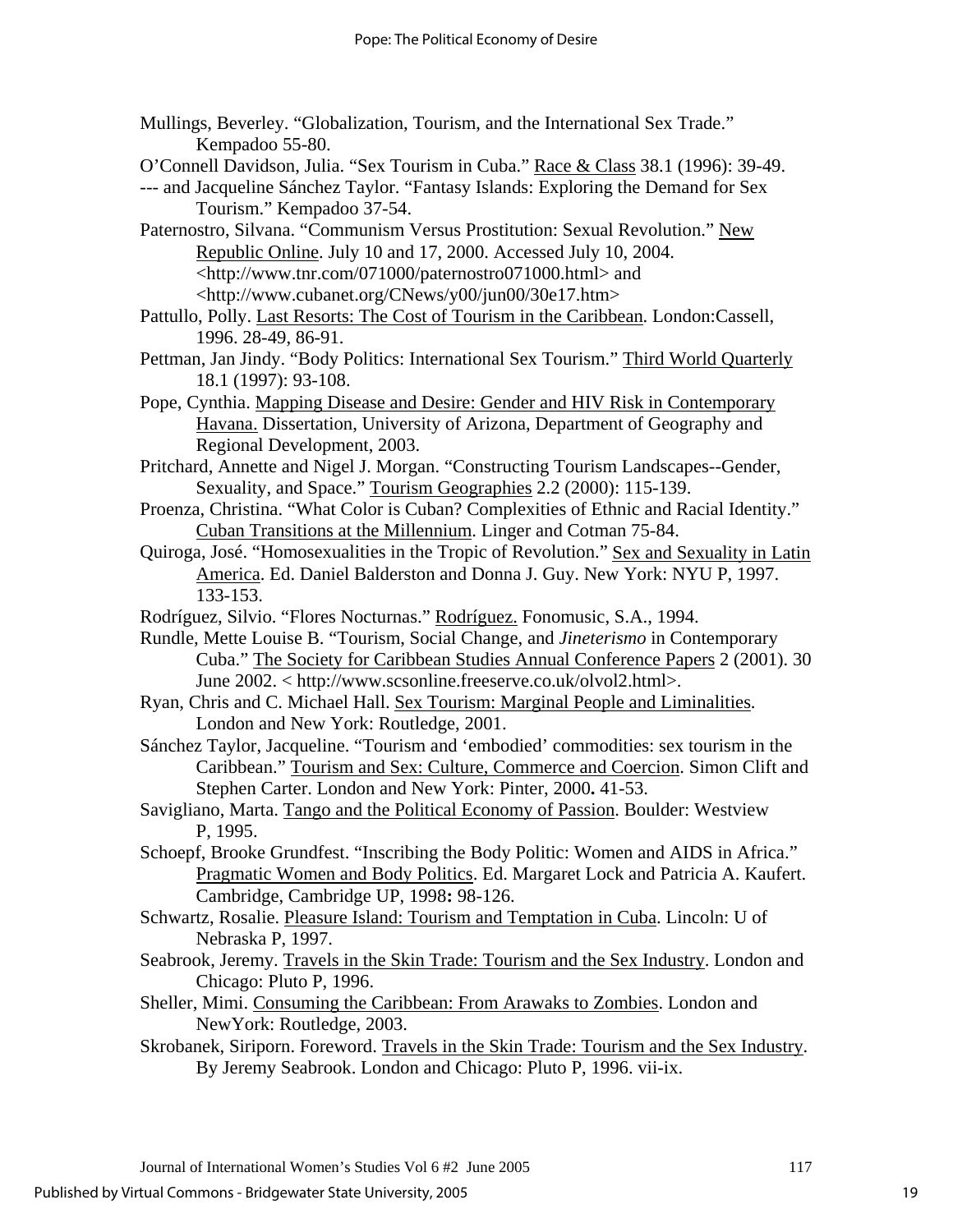Mullings, Beverley. "Globalization, Tourism, and the International Sex Trade." Kempadoo 55-80.

O'Connell Davidson, Julia. "Sex Tourism in Cuba." Race & Class 38.1 (1996): 39-49.

--- and Jacqueline Sánchez Taylor. "Fantasy Islands: Exploring the Demand for Sex Tourism." Kempadoo 37-54.

Paternostro, Silvana. "Communism Versus Prostitution: Sexual Revolution." New Republic Online. July 10 and 17, 2000. Accessed July 10, 2004. <http://www.tnr.com/071000/paternostro071000.html> and <http://www.cubanet.org/CNews/y00/jun00/30e17.htm>

Pattullo, Polly. Last Resorts: The Cost of Tourism in the Caribbean. London:Cassell, 1996. 28-49, 86-91.

Pettman, Jan Jindy. "Body Politics: International Sex Tourism." Third World Quarterly 18.1 (1997): 93-108.

Pope, Cynthia. Mapping Disease and Desire: Gender and HIV Risk in Contemporary Havana. Dissertation, University of Arizona, Department of Geography and Regional Development, 2003.

Pritchard, Annette and Nigel J. Morgan. "Constructing Tourism Landscapes--Gender, Sexuality, and Space." Tourism Geographies 2.2 (2000): 115-139.

Proenza, Christina. "What Color is Cuban? Complexities of Ethnic and Racial Identity." Cuban Transitions at the Millennium. Linger and Cotman 75-84.

Quiroga, José. "Homosexualities in the Tropic of Revolution." Sex and Sexuality in Latin America. Ed. Daniel Balderston and Donna J. Guy. New York: NYU P, 1997. 133-153.

Rodríguez, Silvio. "Flores Nocturnas." Rodríguez. Fonomusic, S.A., 1994.

Rundle, Mette Louise B. "Tourism, Social Change, and *Jineterismo* in Contemporary Cuba." The Society for Caribbean Studies Annual Conference Papers 2 (2001). 30 June 2002. < http://www.scsonline.freeserve.co.uk/olvol2.html>.

Ryan, Chris and C. Michael Hall. Sex Tourism: Marginal People and Liminalities. London and New York: Routledge, 2001.

Sánchez Taylor, Jacqueline. "Tourism and 'embodied' commodities: sex tourism in the Caribbean." Tourism and Sex: Culture, Commerce and Coercion. Simon Clift and Stephen Carter. London and New York: Pinter, 2000**.** 41-53.

Savigliano, Marta. Tango and the Political Economy of Passion. Boulder: Westview P, 1995.

Schoepf, Brooke Grundfest. "Inscribing the Body Politic: Women and AIDS in Africa." Pragmatic Women and Body Politics. Ed. Margaret Lock and Patricia A. Kaufert. Cambridge, Cambridge UP, 1998**:** 98-126.

Schwartz, Rosalie. Pleasure Island: Tourism and Temptation in Cuba. Lincoln: U of Nebraska P, 1997.

Seabrook, Jeremy. Travels in the Skin Trade: Tourism and the Sex Industry. London and Chicago: Pluto P, 1996.

Sheller, Mimi. Consuming the Caribbean: From Arawaks to Zombies. London and NewYork: Routledge, 2003.

Skrobanek, Siriporn. Foreword. Travels in the Skin Trade: Tourism and the Sex Industry. By Jeremy Seabrook. London and Chicago: Pluto P, 1996. vii-ix.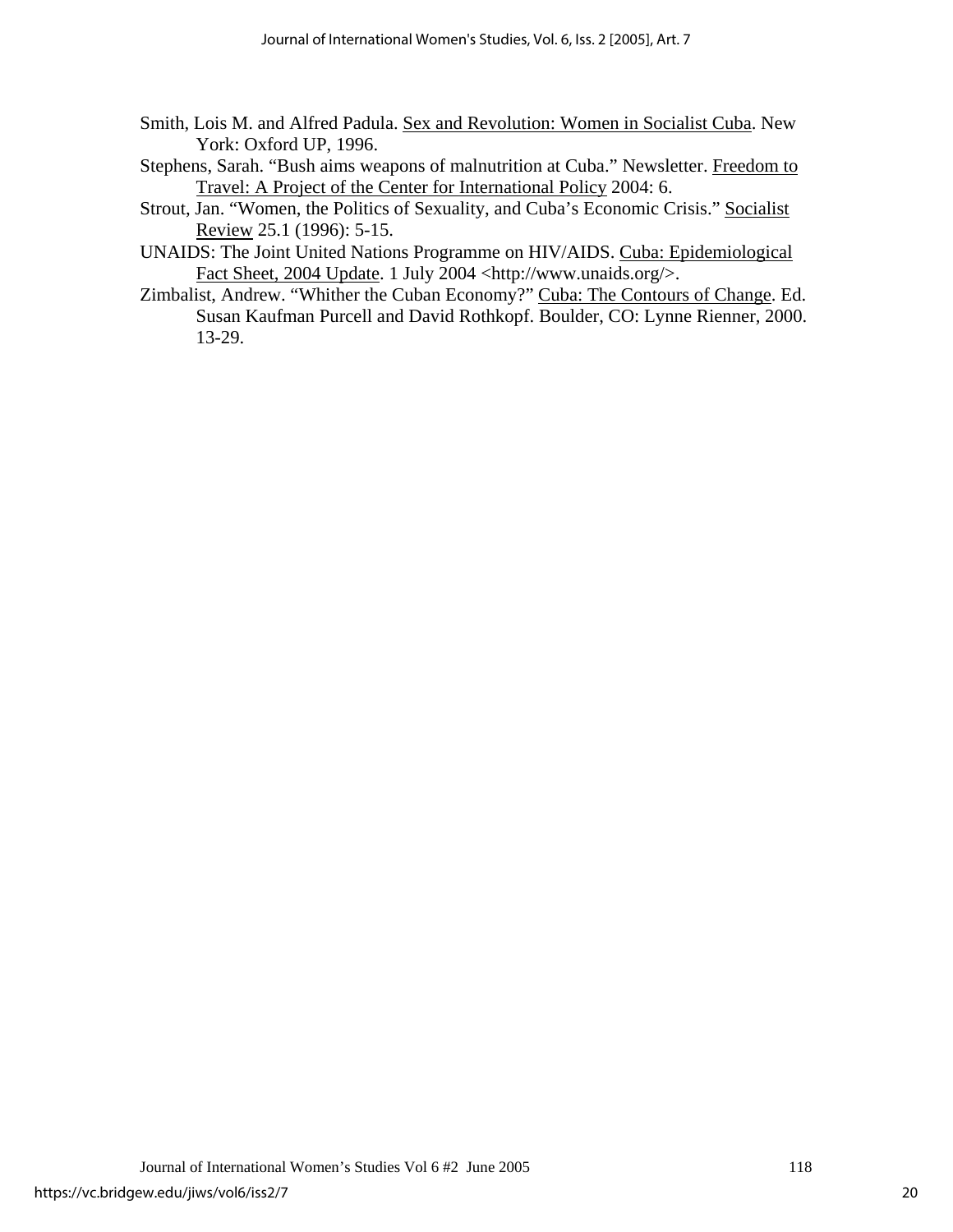Smith, Lois M. and Alfred Padula. Sex and Revolution: Women in Socialist Cuba. New York: Oxford UP, 1996.

Stephens, Sarah. "Bush aims weapons of malnutrition at Cuba." Newsletter. Freedom to Travel: A Project of the Center for International Policy 2004: 6.

Strout, Jan. "Women, the Politics of Sexuality, and Cuba's Economic Crisis." Socialist Review 25.1 (1996): 5-15.

UNAIDS: The Joint United Nations Programme on HIV/AIDS. Cuba: Epidemiological Fact Sheet, 2004 Update. 1 July 2004 <http://www.unaids.org/>.

Zimbalist, Andrew. "Whither the Cuban Economy?" Cuba: The Contours of Change. Ed. Susan Kaufman Purcell and David Rothkopf. Boulder, CO: Lynne Rienner, 2000. 13-29.